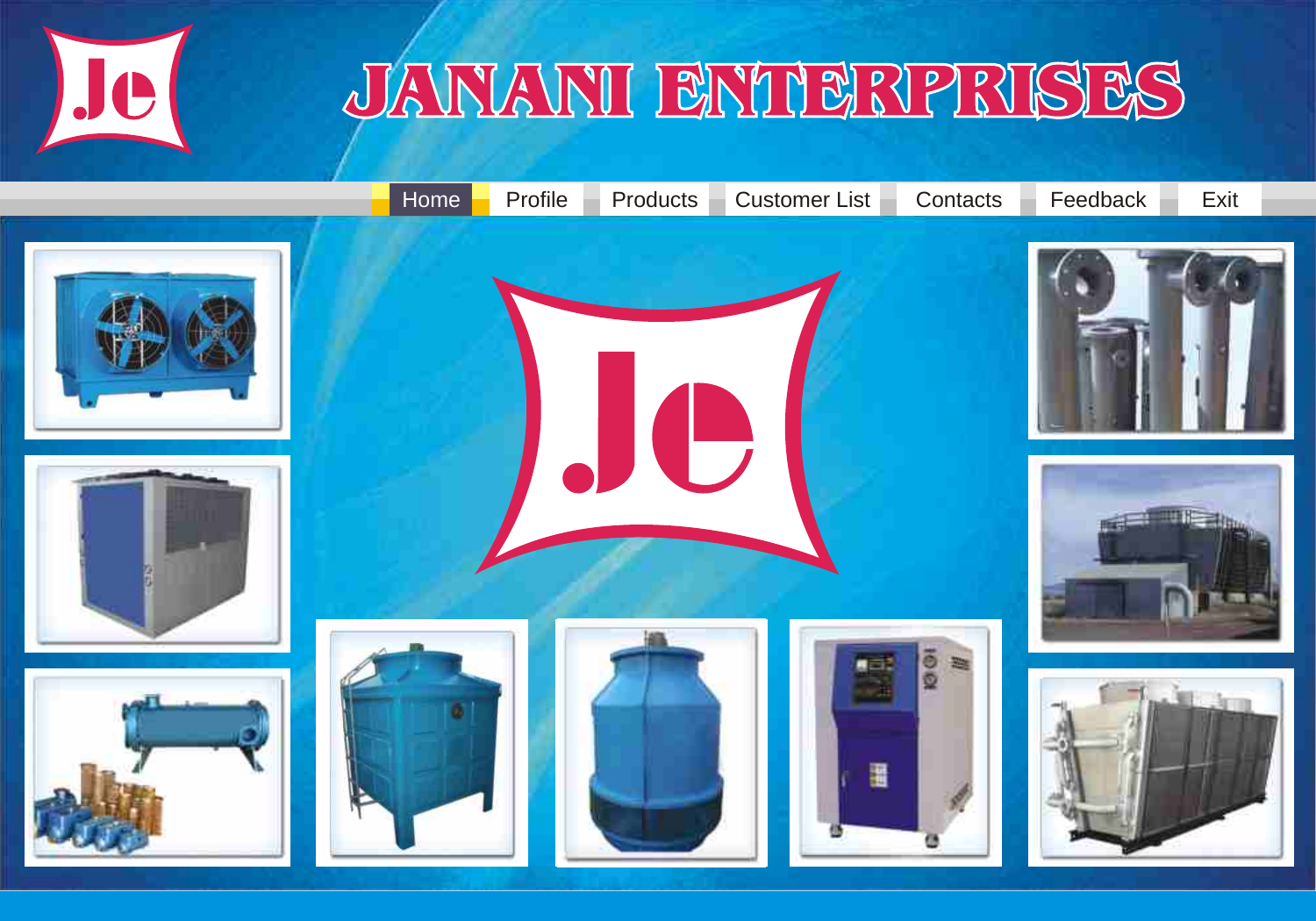# JANANI ENTERPRISES

Home | Profile | Products | Customer List | Contacts | Feedback | Exit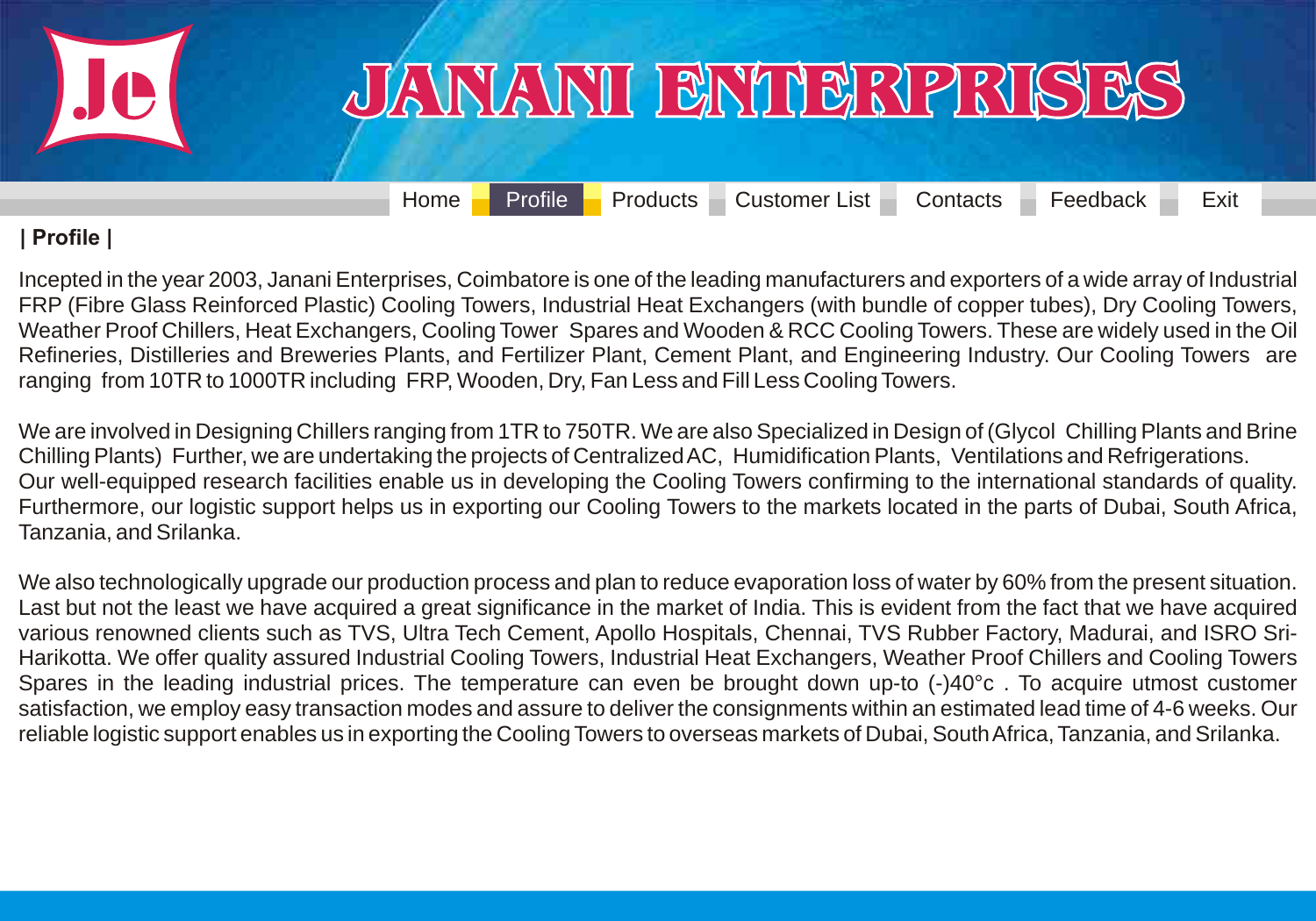# JANANI ENTERPRISES

Home | Profile | Products | Customer List | Contacts | Feedback | Exit

**| Profile |**

Incepted in the year 2003, Janani Enterprises, Coimbatore is one of the leading manufacturers and exporters of a wide array of Industrial FRP (Fibre Glass Reinforced Plastic) Cooling Towers, Industrial Heat Exchangers (with bundle of copper tubes), Dry Cooling Towers, Weather Proof Chillers, Heat Exchangers, Cooling Tower Spares and Wooden & RCC Cooling Towers. These are widely used in the Oil Refineries, Distilleries and Breweries Plants, and Fertilizer Plant, Cement Plant, and Engineering Industry. Our Cooling Towers are ranging from 10TR to 1000TR including FRP, Wooden, Dry, Fan Less and Fill Less Cooling Towers.

We are involved in Designing Chillers ranging from 1TR to 750TR. We are also Specialized in Design of (Glycol Chilling Plants and Brine Chilling Plants) Further, we are undertaking the projects of Centralized AC, Humidification Plants, Ventilations and Refrigerations.
Our well-equipped research facilities enable us in developing the Cooling Towers confirming to the international standards of quality. Furthermore, our logistic support helps us in exporting our Cooling Towers to the markets located in the parts of Dubai, South Africa, Tanzania, and Srilanka.

We also technologically upgrade our production process and plan to reduce evaporation loss of water by 60% from the present situation. Last but not the least we have acquired a great significance in the market of India. This is evident from the fact that we have acquired various renowned clients such as TVS, Ultra Tech Cement, Apollo Hospitals, Chennai, TVS Rubber Factory, Madurai, and ISRO Sri-Harikotta. We offer quality assured Industrial Cooling Towers, Industrial Heat Exchangers, Weather Proof Chillers and Cooling Towers Spares in the leading industrial prices. The temperature can even be brought down up-to (-)40°c . To acquire utmost customer satisfaction, we employ easy transaction modes and assure to deliver the consignments within an estimated lead time of 4-6 weeks. Our reliable logistic support enables us in exporting the Cooling Towers to overseas markets of Dubai, South Africa, Tanzania, and Srilanka.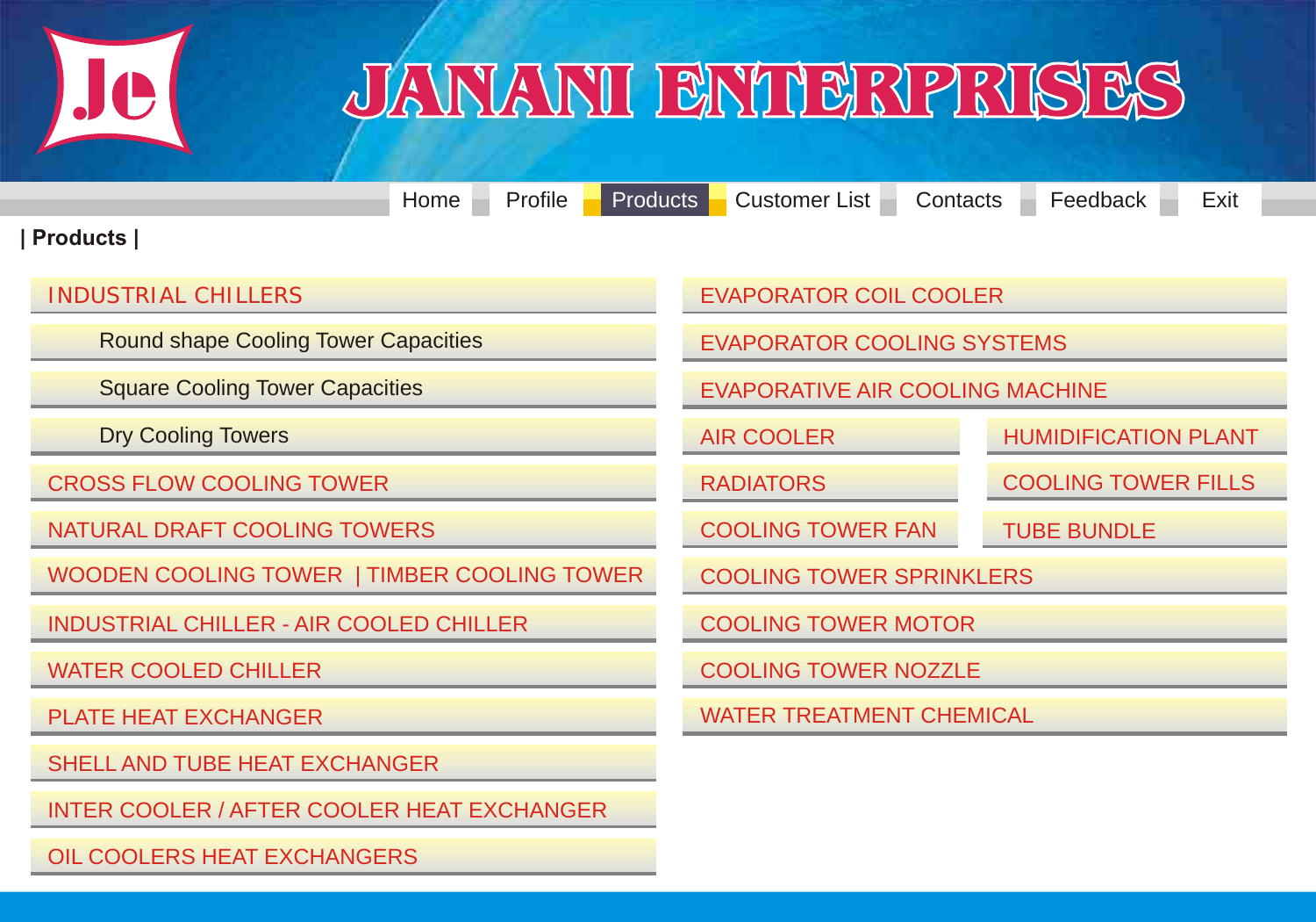# JANANI ENTERPRISES

Home | Profile | Products | Customer List | Contacts | Feedback | Exit

**| Products |**

- INDUSTRIAL CHILLERS
  - Round shape Cooling Tower Capacities
  - Square Cooling Tower Capacities
  - Dry Cooling Towers
- CROSS FLOW COOLING TOWER
- NATURAL DRAFT COOLING TOWERS
- WOODEN COOLING TOWER | TIMBER COOLING TOWER
- INDUSTRIAL CHILLER - AIR COOLED CHILLER
- WATER COOLED CHILLER
- PLATE HEAT EXCHANGER
- SHELL AND TUBE HEAT EXCHANGER
- INTER COOLER / AFTER COOLER HEAT EXCHANGER
- OIL COOLERS HEAT EXCHANGERS
- EVAPORATOR COIL COOLER
- EVAPORATOR COOLING SYSTEMS
- EVAPORATIVE AIR COOLING MACHINE
- AIR COOLER
- HUMIDIFICATION PLANT
- RADIATORS
- COOLING TOWER FILLS
- COOLING TOWER FAN
- TUBE BUNDLE
- COOLING TOWER SPRINKLERS
- COOLING TOWER MOTOR
- COOLING TOWER NOZZLE
- WATER TREATMENT CHEMICAL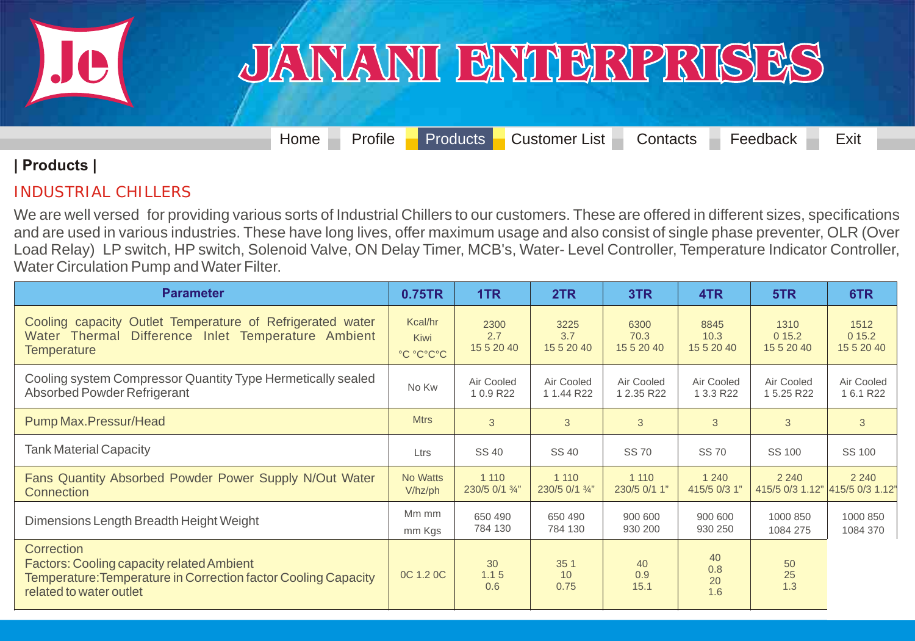# JANANI ENTERPRISES

Home | Profile | Products | Customer List | Contacts | Feedback | Exit

**| Products |**

## INDUSTRIAL CHILLERS

We are well versed for providing various sorts of Industrial Chillers to our customers. These are offered in different sizes, specifications and are used in various industries. These have long lives, offer maximum usage and also consist of single phase preventer, OLR (Over Load Relay) LP switch, HP switch, Solenoid Valve, ON Delay Timer, MCB's, Water- Level Controller, Temperature Indicator Controller, Water Circulation Pump and Water Filter.

| Parameter | 0.75TR | 1TR | 2TR | 3TR | 4TR | 5TR | 6TR |
|---|---|---|---|---|---|---|---|
| Cooling capacity Outlet Temperature of Refrigerated water Water Thermal Difference Inlet Temperature Ambient Temperature | Kcal/hr Kiwi °C °C°C°C | 2300 2.7 15 5 20 40 | 3225 3.7 15 5 20 40 | 6300 70.3 15 5 20 40 | 8845 10.3 15 5 20 40 | 1310 0 15.2 15 5 20 40 | 1512 0 15.2 15 5 20 40 |
| Cooling system Compressor Quantity Type Hermetically sealed Absorbed Powder Refrigerant | No Kw | Air Cooled 1 0.9 R22 | Air Cooled 1 1.44 R22 | Air Cooled 1 2.35 R22 | Air Cooled 1 3.3 R22 | Air Cooled 1 5.25 R22 | Air Cooled 1 6.1 R22 |
| Pump Max.Pressur/Head | Mtrs | 3 | 3 | 3 | 3 | 3 | 3 |
| Tank Material Capacity | Ltrs | SS 40 | SS 40 | SS 70 | SS 70 | SS 100 | SS 100 |
| Fans Quantity Absorbed Powder Power Supply N/Out Water Connection | No Watts V/hz/ph | 1 110 230/5 0/1 ¾" | 1 110 230/5 0/1 ¾" | 1 110 230/5 0/1 1" | 1 240 415/5 0/3 1" | 2 240 415/5 0/3 1.12" | 2 240 415/5 0/3 1.12" |
| Dimensions Length Breadth Height Weight | Mm mm mm Kgs | 650 490 784 130 | 650 490 784 130 | 900 600 930 200 | 900 600 930 250 | 1000 850 1084 275 | 1000 850 1084 370 |
| Correction Factors: Cooling capacity related Ambient Temperature:Temperature in Correction factor Cooling Capacity related to water outlet | 0C 1.2 0C | 30 1.1 5 0.6 | 35 1 10 0.75 | 40 0.9 15.1 | 40 0.8 20 1.6 | 50 25 1.3 | |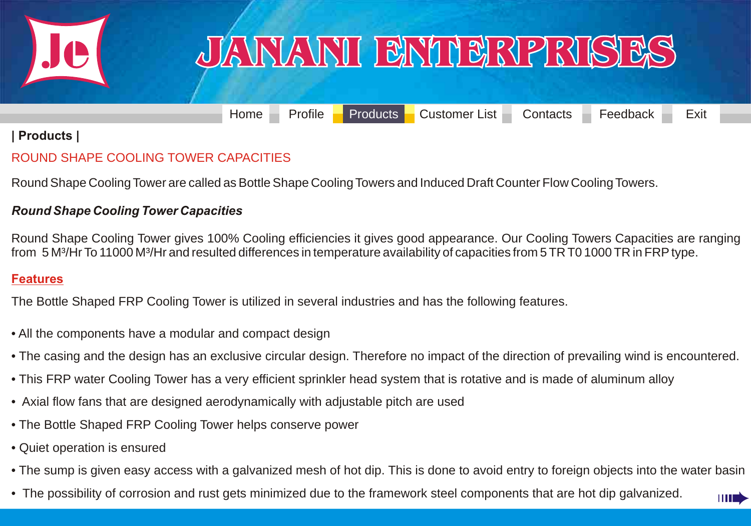# JANANI ENTERPRISES

Home | Profile | Products | Customer List | Contacts | Feedback | Exit

**| Products |**

## ROUND SHAPE COOLING TOWER CAPACITIES

Round Shape Cooling Tower are called as Bottle Shape Cooling Towers and Induced Draft Counter Flow Cooling Towers.

***Round Shape Cooling Tower Capacities***

Round Shape Cooling Tower gives 100% Cooling efficiencies it gives good appearance. Our Cooling Towers Capacities are ranging from 5 $M^3$/Hr To 11000 $M^3$/Hr and resulted differences in temperature availability of capacities from 5 TR T0 1000 TR in FRP type.

### Features

The Bottle Shaped FRP Cooling Tower is utilized in several industries and has the following features.

- All the components have a modular and compact design
- The casing and the design has an exclusive circular design. Therefore no impact of the direction of prevailing wind is encountered.
- This FRP water Cooling Tower has a very efficient sprinkler head system that is rotative and is made of aluminum alloy
- Axial flow fans that are designed aerodynamically with adjustable pitch are used
- The Bottle Shaped FRP Cooling Tower helps conserve power
- Quiet operation is ensured
- The sump is given easy access with a galvanized mesh of hot dip. This is done to avoid entry to foreign objects into the water basin
- The possibility of corrosion and rust gets minimized due to the framework steel components that are hot dip galvanized.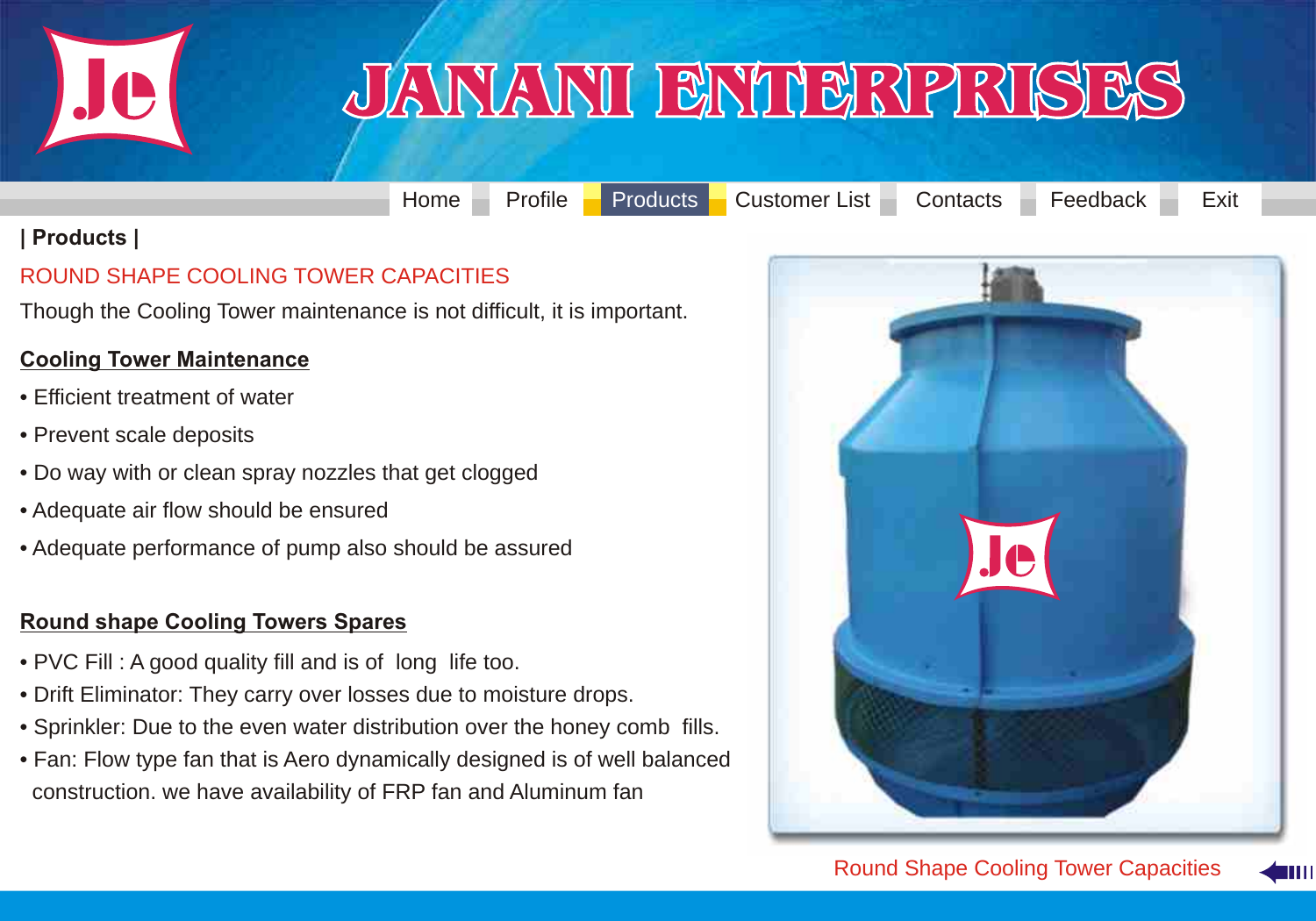# JANANI ENTERPRISES

Home | Profile | Products | Customer List | Contacts | Feedback | Exit

**| Products |**

## ROUND SHAPE COOLING TOWER CAPACITIES

Though the Cooling Tower maintenance is not difficult, it is important.

### Cooling Tower Maintenance

- Efficient treatment of water
- Prevent scale deposits
- Do way with or clean spray nozzles that get clogged
- Adequate air flow should be ensured
- Adequate performance of pump also should be assured

### Round shape Cooling Towers Spares

- PVC Fill : A good quality fill and is of long life too.
- Drift Eliminator: They carry over losses due to moisture drops.
- Sprinkler: Due to the even water distribution over the honey comb fills.
- Fan: Flow type fan that is Aero dynamically designed is of well balanced construction. we have availability of FRP fan and Aluminum fan

Round Shape Cooling Tower Capacities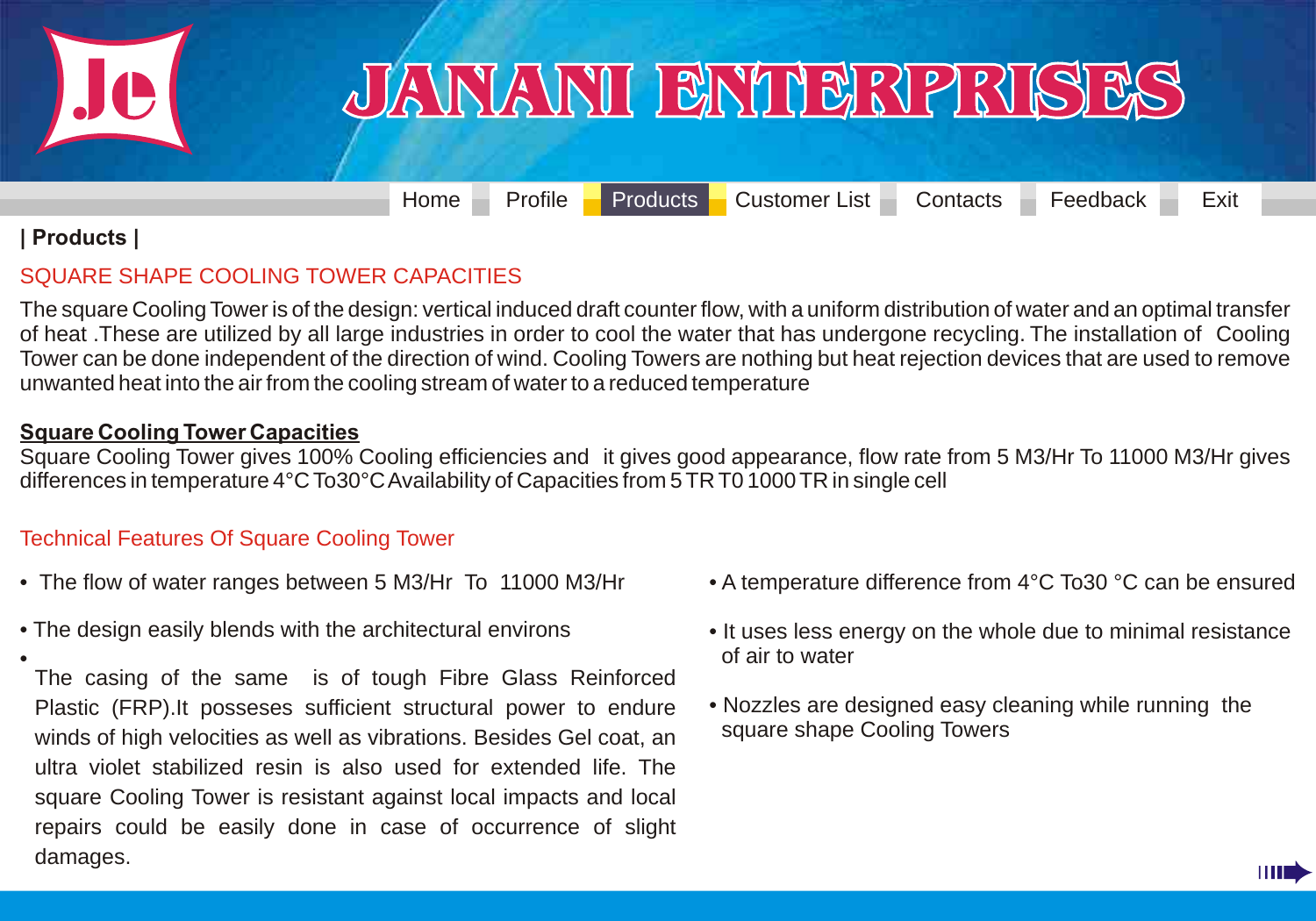# JANANI ENTERPRISES

Home | Profile | Products | Customer List | Contacts | Feedback | Exit

**| Products |**

## SQUARE SHAPE COOLING TOWER CAPACITIES

The square Cooling Tower is of the design: vertical induced draft counter flow, with a uniform distribution of water and an optimal transfer of heat .These are utilized by all large industries in order to cool the water that has undergone recycling. The installation of Cooling Tower can be done independent of the direction of wind. Cooling Towers are nothing but heat rejection devices that are used to remove unwanted heat into the air from the cooling stream of water to a reduced temperature

**Square Cooling Tower Capacities**

Square Cooling Tower gives 100% Cooling efficiencies and it gives good appearance, flow rate from 5 M3/Hr To 11000 M3/Hr gives differences in temperature 4°C To30°C Availability of Capacities from 5 TR T0 1000 TR in single cell

## Technical Features Of Square Cooling Tower

- The flow of water ranges between 5 M3/Hr To 11000 M3/Hr
- The design easily blends with the architectural environs
- The casing of the same is of tough Fibre Glass Reinforced Plastic (FRP).It posseses sufficient structural power to endure winds of high velocities as well as vibrations. Besides Gel coat, an ultra violet stabilized resin is also used for extended life. The square Cooling Tower is resistant against local impacts and local repairs could be easily done in case of occurrence of slight damages.
- A temperature difference from 4°C To30 °C can be ensured
- It uses less energy on the whole due to minimal resistance of air to water
- Nozzles are designed easy cleaning while running the square shape Cooling Towers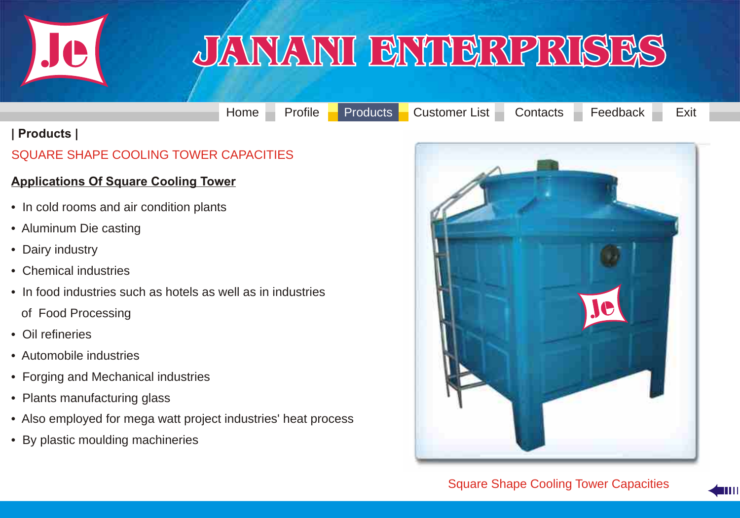# JANANI ENTERPRISES

Home | Profile | Products | Customer List | Contacts | Feedback | Exit

**| Products |**

SQUARE SHAPE COOLING TOWER CAPACITIES

**Applications Of Square Cooling Tower**

- In cold rooms and air condition plants
- Aluminum Die casting
- Dairy industry
- Chemical industries
- In food industries such as hotels as well as in industries of Food Processing
- Oil refineries
- Automobile industries
- Forging and Mechanical industries
- Plants manufacturing glass
- Also employed for mega watt project industries' heat process
- By plastic moulding machineries

Square Shape Cooling Tower Capacities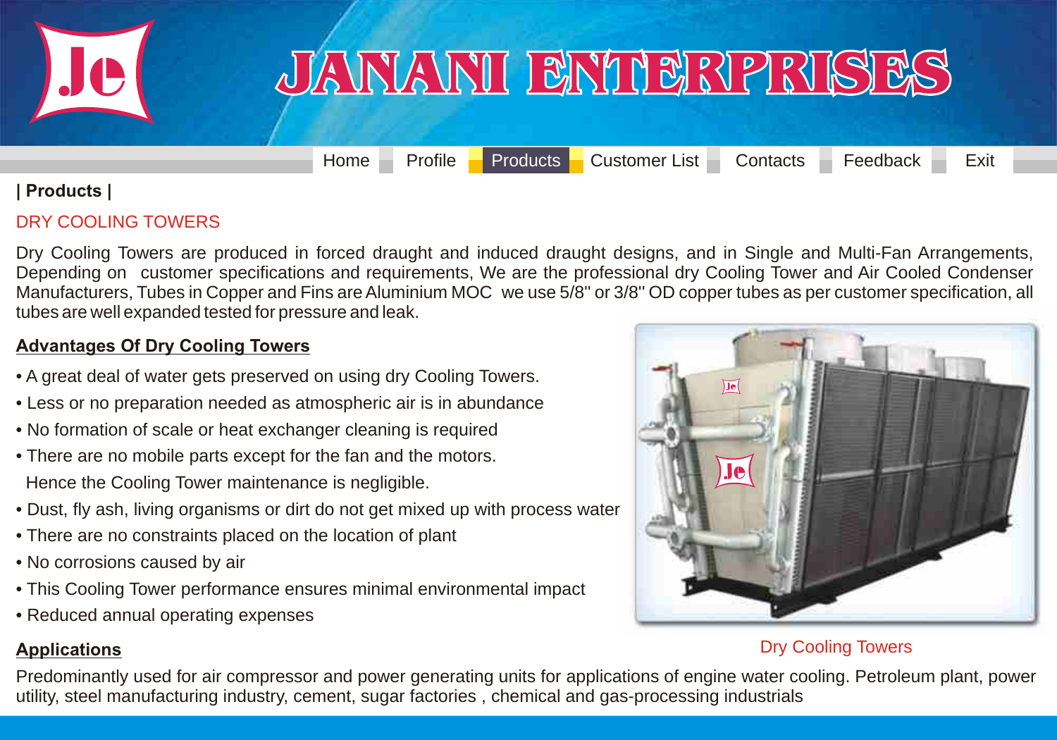# JANANI ENTERPRISES

Home | Profile | Products | Customer List | Contacts | Feedback | Exit

**| Products |**

## DRY COOLING TOWERS

Dry Cooling Towers are produced in forced draught and induced draught designs, and in Single and Multi-Fan Arrangements, Depending on customer specifications and requirements, We are the professional dry Cooling Tower and Air Cooled Condenser Manufacturers, Tubes in Copper and Fins are Aluminium MOC we use 5/8'' or 3/8'' OD copper tubes as per customer specification, all tubes are well expanded tested for pressure and leak.

### Advantages Of Dry Cooling Towers

- A great deal of water gets preserved on using dry Cooling Towers.
- Less or no preparation needed as atmospheric air is in abundance
- No formation of scale or heat exchanger cleaning is required
- There are no mobile parts except for the fan and the motors. Hence the Cooling Tower maintenance is negligible.
- Dust, fly ash, living organisms or dirt do not get mixed up with process water
- There are no constraints placed on the location of plant
- No corrosions caused by air
- This Cooling Tower performance ensures minimal environmental impact
- Reduced annual operating expenses

Dry Cooling Towers

### Applications

Predominantly used for air compressor and power generating units for applications of engine water cooling. Petroleum plant, power utility, steel manufacturing industry, cement, sugar factories , chemical and gas-processing industrials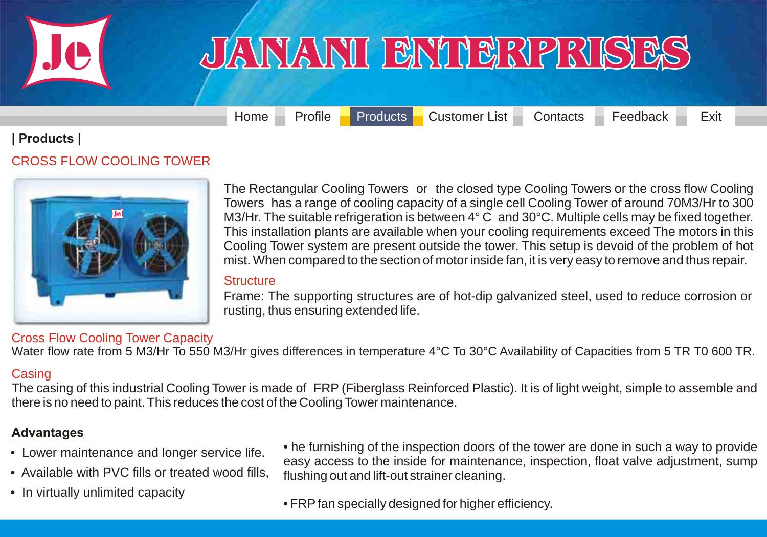# JANANI ENTERPRISES

Home Profile Products Customer List Contacts Feedback Exit

**| Products |**

## CROSS FLOW COOLING TOWER

The Rectangular Cooling Towers or the closed type Cooling Towers or the cross flow Cooling Towers has a range of cooling capacity of a single cell Cooling Tower of around 70M3/Hr to 300 M3/Hr. The suitable refrigeration is between 4° C and 30°C. Multiple cells may be fixed together. This installation plants are available when your cooling requirements exceed The motors in this Cooling Tower system are present outside the tower. This setup is devoid of the problem of hot mist. When compared to the section of motor inside fan, it is very easy to remove and thus repair.

### Structure

Frame: The supporting structures are of hot-dip galvanized steel, used to reduce corrosion or rusting, thus ensuring extended life.

### Cross Flow Cooling Tower Capacity

Water flow rate from 5 M3/Hr To 550 M3/Hr gives differences in temperature 4°C To 30°C Availability of Capacities from 5 TR T0 600 TR.

### Casing

The casing of this industrial Cooling Tower is made of FRP (Fiberglass Reinforced Plastic). It is of light weight, simple to assemble and there is no need to paint. This reduces the cost of the Cooling Tower maintenance.

### Advantages

- Lower maintenance and longer service life.
- Available with PVC fills or treated wood fills,
- In virtually unlimited capacity
- he furnishing of the inspection doors of the tower are done in such a way to provide easy access to the inside for maintenance, inspection, float valve adjustment, sump flushing out and lift-out strainer cleaning.
- FRP fan specially designed for higher efficiency.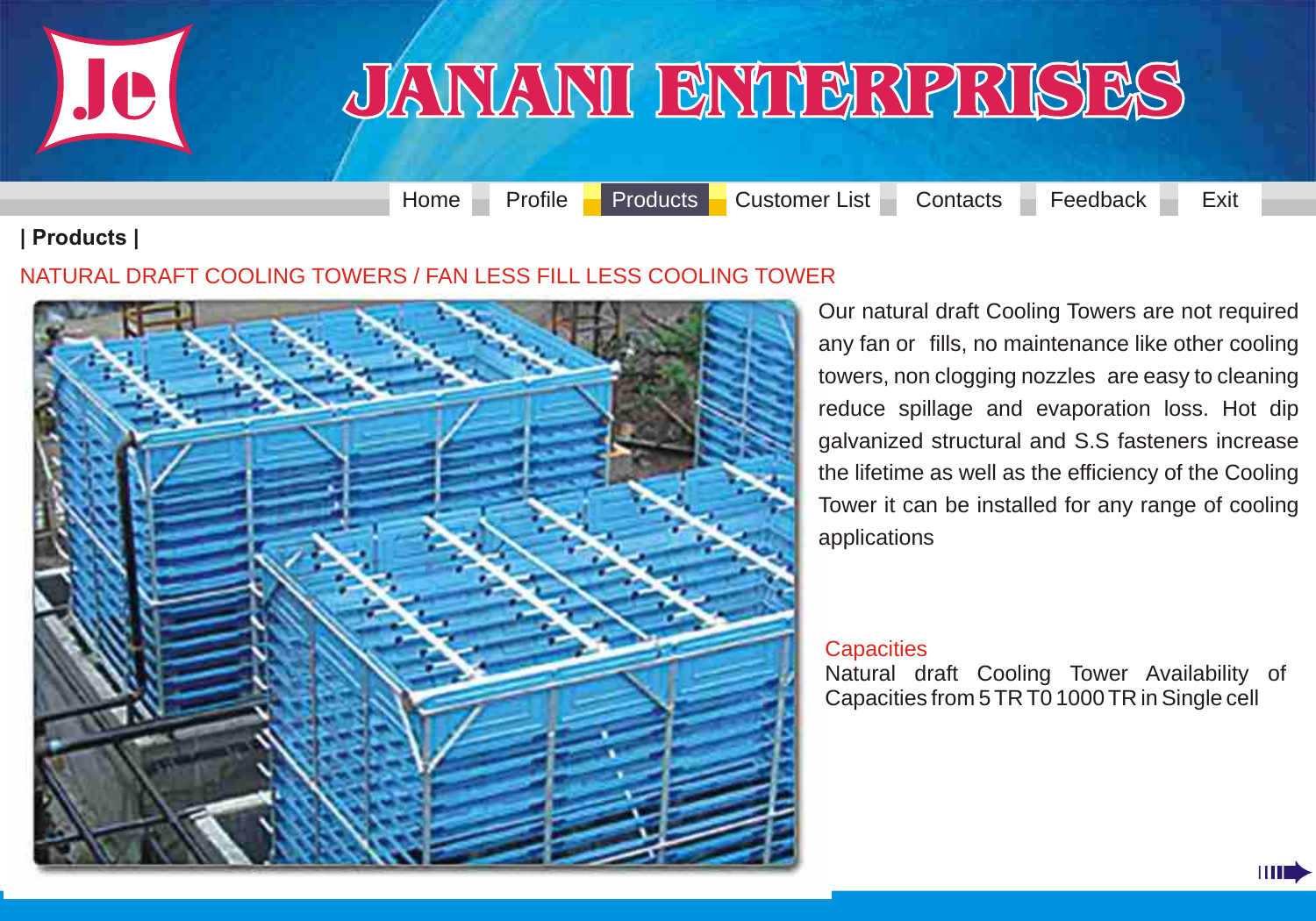# JANANI ENTERPRISES

Home | Profile | Products | Customer List | Contacts | Feedback | Exit

**| Products |**

## NATURAL DRAFT COOLING TOWERS / FAN LESS FILL LESS COOLING TOWER

Our natural draft Cooling Towers are not required any fan or fills, no maintenance like other cooling towers, non clogging nozzles are easy to cleaning reduce spillage and evaporation loss. Hot dip galvanized structural and S.S fasteners increase the lifetime as well as the efficiency of the Cooling Tower it can be installed for any range of cooling applications

### Capacities

Natural draft Cooling Tower Availability of Capacities from 5 TR T0 1000 TR in Single cell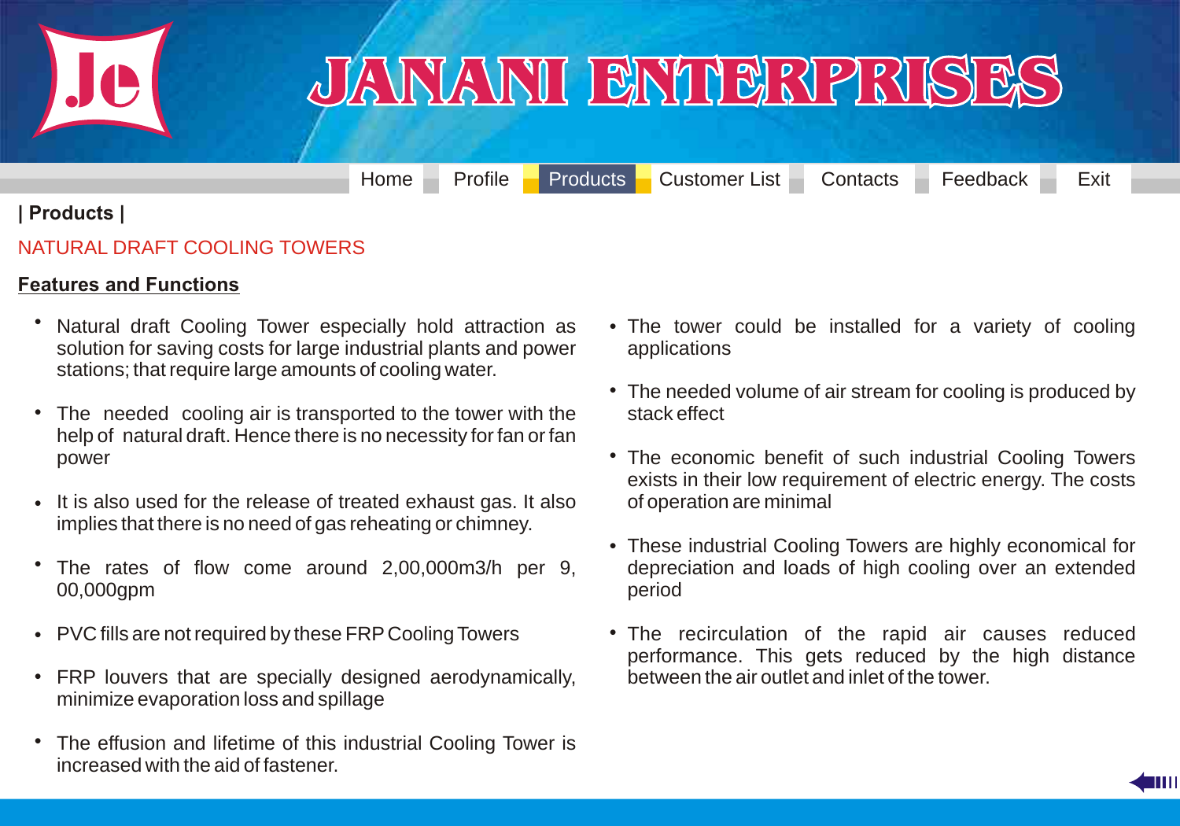# JANANI ENTERPRISES

Home | Profile | Products | Customer List | Contacts | Feedback | Exit

**| Products |**

NATURAL DRAFT COOLING TOWERS

## Features and Functions

- Natural draft Cooling Tower especially hold attraction as solution for saving costs for large industrial plants and power stations; that require large amounts of cooling water.
- The needed cooling air is transported to the tower with the help of natural draft. Hence there is no necessity for fan or fan power
- It is also used for the release of treated exhaust gas. It also implies that there is no need of gas reheating or chimney.
- The rates of flow come around 2,00,000m3/h per 9, 00,000gpm
- PVC fills are not required by these FRP Cooling Towers
- FRP louvers that are specially designed aerodynamically, minimize evaporation loss and spillage
- The effusion and lifetime of this industrial Cooling Tower is increased with the aid of fastener.
- The tower could be installed for a variety of cooling applications
- The needed volume of air stream for cooling is produced by stack effect
- The economic benefit of such industrial Cooling Towers exists in their low requirement of electric energy. The costs of operation are minimal
- These industrial Cooling Towers are highly economical for depreciation and loads of high cooling over an extended period
- The recirculation of the rapid air causes reduced performance. This gets reduced by the high distance between the air outlet and inlet of the tower.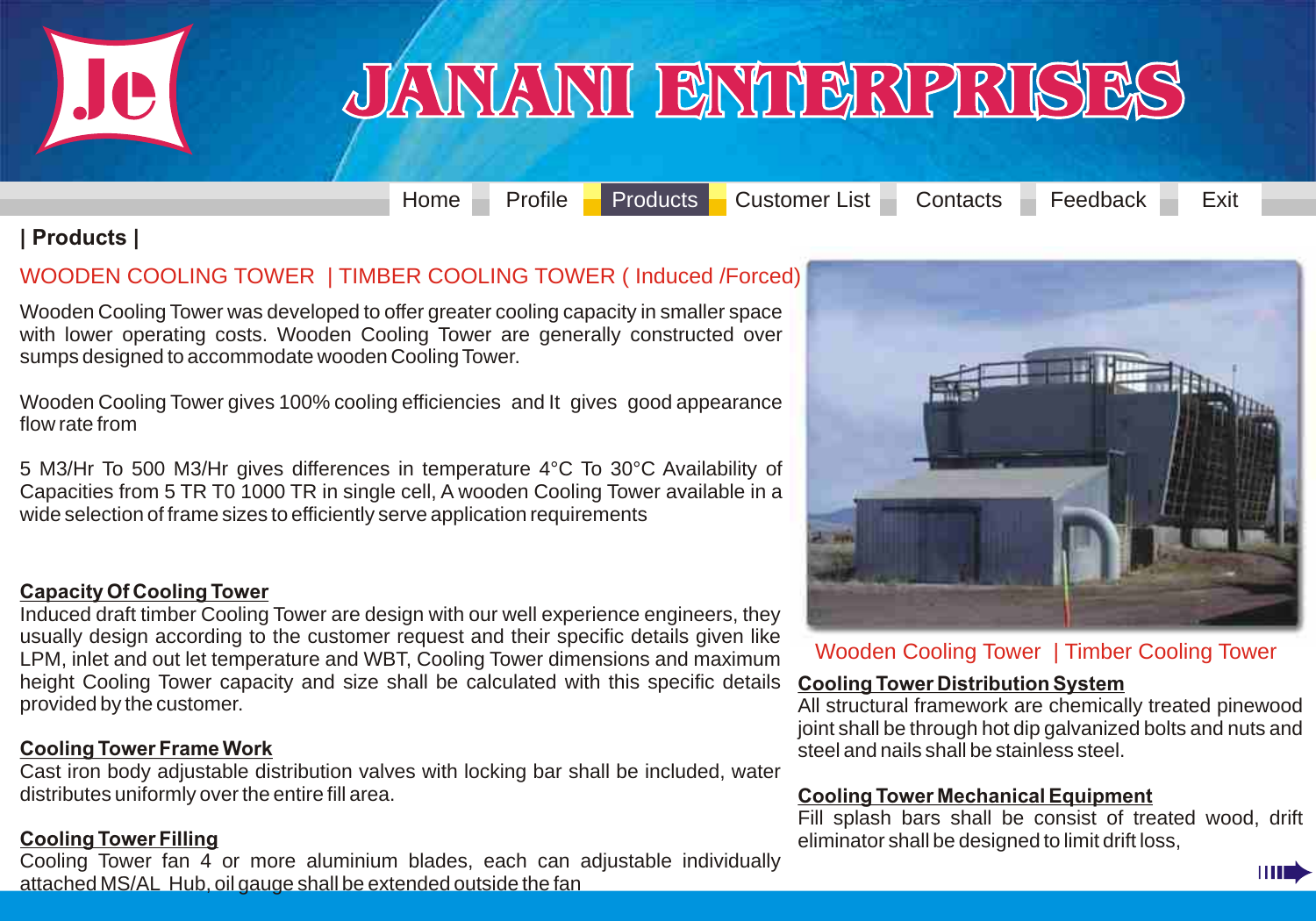# JANANI ENTERPRISES

Home | Profile | Products | Customer List | Contacts | Feedback | Exit

## | Products |

### WOODEN COOLING TOWER | TIMBER COOLING TOWER ( Induced /Forced)

Wooden Cooling Tower was developed to offer greater cooling capacity in smaller space with lower operating costs. Wooden Cooling Tower are generally constructed over sumps designed to accommodate wooden Cooling Tower.

Wooden Cooling Tower gives 100% cooling efficiencies and It gives good appearance flow rate from

5 M3/Hr To 500 M3/Hr gives differences in temperature 4°C To 30°C Availability of Capacities from 5 TR T0 1000 TR in single cell, A wooden Cooling Tower available in a wide selection of frame sizes to efficiently serve application requirements

**Capacity Of Cooling Tower**

Induced draft timber Cooling Tower are design with our well experience engineers, they usually design according to the customer request and their specific details given like LPM, inlet and out let temperature and WBT, Cooling Tower dimensions and maximum height Cooling Tower capacity and size shall be calculated with this specific details provided by the customer.

**Cooling Tower Frame Work**

Cast iron body adjustable distribution valves with locking bar shall be included, water distributes uniformly over the entire fill area.

**Cooling Tower Filling**

Cooling Tower fan 4 or more aluminium blades, each can adjustable individually attached MS/AL Hub, oil gauge shall be extended outside the fan

Wooden Cooling Tower | Timber Cooling Tower

**Cooling Tower Distribution System**

All structural framework are chemically treated pinewood joint shall be through hot dip galvanized bolts and nuts and steel and nails shall be stainless steel.

**Cooling Tower Mechanical Equipment**

Fill splash bars shall be consist of treated wood, drift eliminator shall be designed to limit drift loss,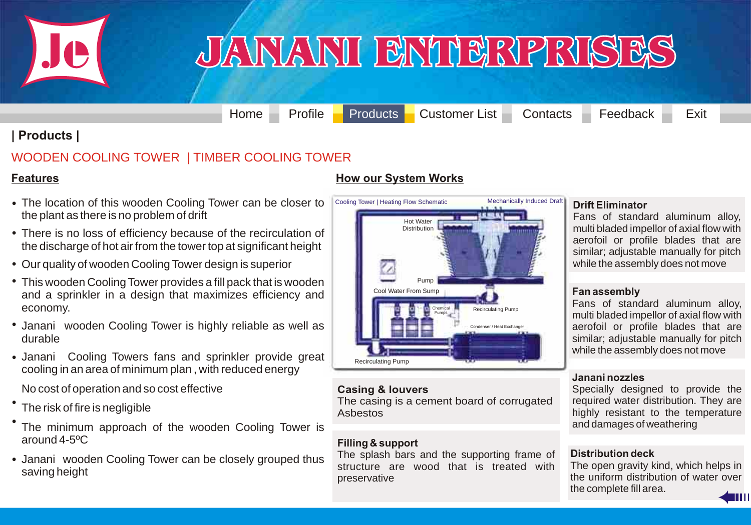# JANANI ENTERPRISES

Home | Profile | Products | Customer List | Contacts | Feedback | Exit

## | Products |

## WOODEN COOLING TOWER | TIMBER COOLING TOWER

### Features

- The location of this wooden Cooling Tower can be closer to the plant as there is no problem of drift
- There is no loss of efficiency because of the recirculation of the discharge of hot air from the tower top at significant height
- Our quality of wooden Cooling Tower design is superior
- This wooden Cooling Tower provides a fill pack that is wooden and a sprinkler in a design that maximizes efficiency and economy.
- Janani wooden Cooling Tower is highly reliable as well as durable
- Janani Cooling Towers fans and sprinkler provide great cooling in an area of minimum plan , with reduced energy

  No cost of operation and so cost effective
- The risk of fire is negligible
- The minimum approach of the wooden Cooling Tower is around 4-5ºC
- Janani wooden Cooling Tower can be closely grouped thus saving height

### How our System Works

Cooling Tower | Heating Flow Schematic — Mechanically Induced Draft

Hot Water Distribution; Pump; Cool Water From Sump; Chemical Pumps; Recirculating Pump; Condenser / Heat Exchanger; Recirculating Pump

**Casing & louvers**
The casing is a cement board of corrugated Asbestos

**Filling & support**
The splash bars and the supporting frame of structure are wood that is treated with preservative

**Drift Eliminator**
Fans of standard aluminum alloy, multi bladed impellor of axial flow with aerofoil or profile blades that are similar; adjustable manually for pitch while the assembly does not move

**Fan assembly**
Fans of standard aluminum alloy, multi bladed impellor of axial flow with aerofoil or profile blades that are similar; adjustable manually for pitch while the assembly does not move

**Janani nozzles**
Specially designed to provide the required water distribution. They are highly resistant to the temperature and damages of weathering

**Distribution deck**
The open gravity kind, which helps in the uniform distribution of water over the complete fill area.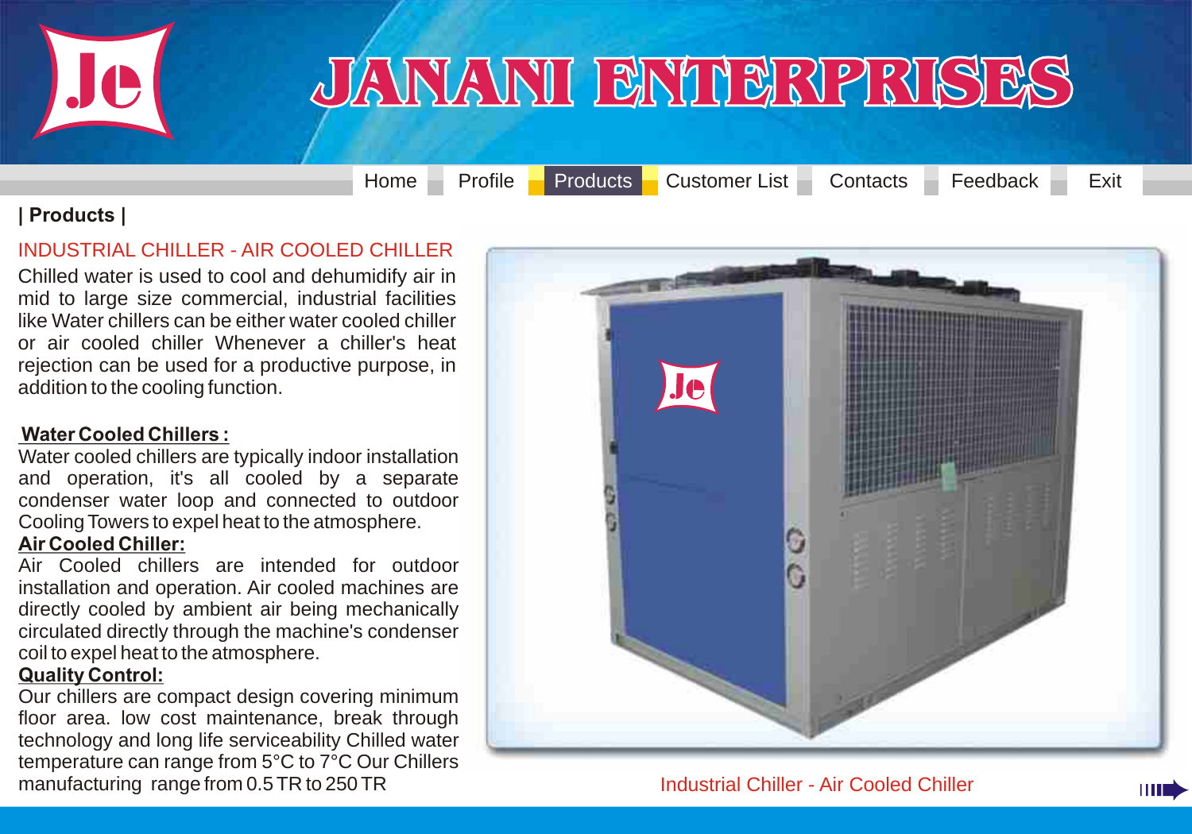# JANANI ENTERPRISES

Home | Profile | Products | Customer List | Contacts | Feedback | Exit

**| Products |**

## INDUSTRIAL CHILLER - AIR COOLED CHILLER

Chilled water is used to cool and dehumidify air in mid to large size commercial, industrial facilities like Water chillers can be either water cooled chiller or air cooled chiller Whenever a chiller's heat rejection can be used for a productive purpose, in addition to the cooling function.

**Water Cooled Chillers :**

Water cooled chillers are typically indoor installation and operation, it's all cooled by a separate condenser water loop and connected to outdoor Cooling Towers to expel heat to the atmosphere.

**Air Cooled Chiller:**

Air Cooled chillers are intended for outdoor installation and operation. Air cooled machines are directly cooled by ambient air being mechanically circulated directly through the machine's condenser coil to expel heat to the atmosphere.

**Quality Control:**

Our chillers are compact design covering minimum floor area. low cost maintenance, break through technology and long life serviceability Chilled water temperature can range from 5°C to 7°C Our Chillers manufacturing range from 0.5 TR to 250 TR

Industrial Chiller - Air Cooled Chiller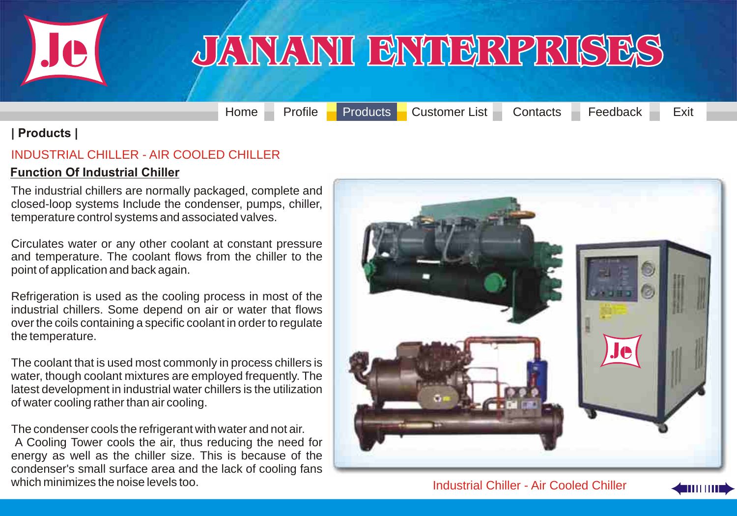# JANANI ENTERPRISES

Home | Profile | Products | Customer List | Contacts | Feedback | Exit

**| Products |**

## INDUSTRIAL CHILLER - AIR COOLED CHILLER

### Function Of Industrial Chiller

The industrial chillers are normally packaged, complete and closed-loop systems Include the condenser, pumps, chiller, temperature control systems and associated valves.

Circulates water or any other coolant at constant pressure and temperature. The coolant flows from the chiller to the point of application and back again.

Refrigeration is used as the cooling process in most of the industrial chillers. Some depend on air or water that flows over the coils containing a specific coolant in order to regulate the temperature.

The coolant that is used most commonly in process chillers is water, though coolant mixtures are employed frequently. The latest development in industrial water chillers is the utilization of water cooling rather than air cooling.

The condenser cools the refrigerant with water and not air.
A Cooling Tower cools the air, thus reducing the need for energy as well as the chiller size. This is because of the condenser's small surface area and the lack of cooling fans which minimizes the noise levels too.

Industrial Chiller - Air Cooled Chiller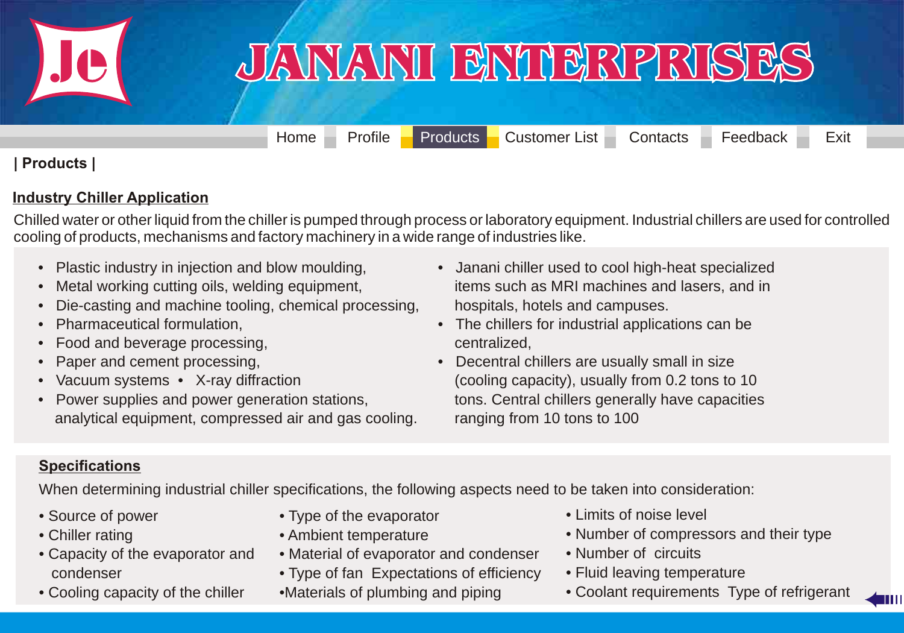# JANANI ENTERPRISES

Home | Profile | Products | Customer List | Contacts | Feedback | Exit

**| Products |**

## Industry Chiller Application

Chilled water or other liquid from the chiller is pumped through process or laboratory equipment. Industrial chillers are used for controlled cooling of products, mechanisms and factory machinery in a wide range of industries like.

- Plastic industry in injection and blow moulding,
- Metal working cutting oils, welding equipment,
- Die-casting and machine tooling, chemical processing,
- Pharmaceutical formulation,
- Food and beverage processing,
- Paper and cement processing,
- Vacuum systems • X-ray diffraction
- Power supplies and power generation stations, analytical equipment, compressed air and gas cooling.
- Janani chiller used to cool high-heat specialized items such as MRI machines and lasers, and in hospitals, hotels and campuses.
- The chillers for industrial applications can be centralized,
- Decentral chillers are usually small in size (cooling capacity), usually from 0.2 tons to 10 tons. Central chillers generally have capacities ranging from 10 tons to 100

## Specifications

When determining industrial chiller specifications, the following aspects need to be taken into consideration:

- Source of power
- Chiller rating
- Capacity of the evaporator and condenser
- Cooling capacity of the chiller
- Type of the evaporator
- Ambient temperature
- Material of evaporator and condenser
- Type of fan Expectations of efficiency
- Materials of plumbing and piping
- Limits of noise level
- Number of compressors and their type
- Number of circuits
- Fluid leaving temperature
- Coolant requirements Type of refrigerant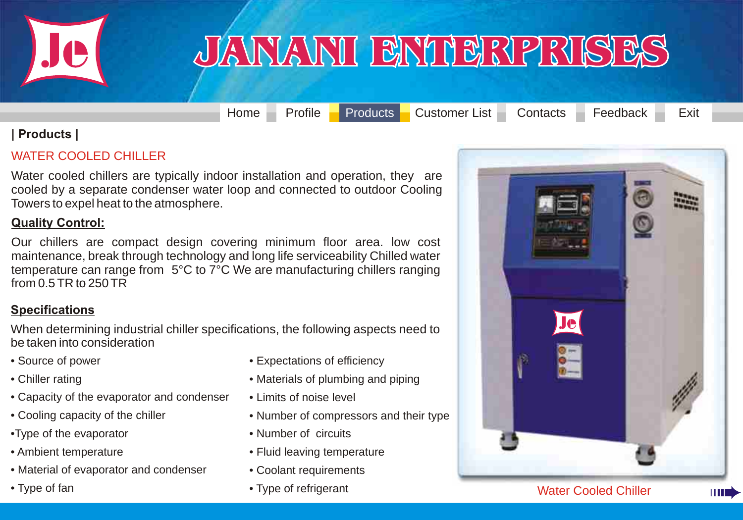# JANANI ENTERPRISES

Home | Profile | Products | Customer List | Contacts | Feedback | Exit

**| Products |**

## WATER COOLED CHILLER

Water cooled chillers are typically indoor installation and operation, they are cooled by a separate condenser water loop and connected to outdoor Cooling Towers to expel heat to the atmosphere.

### Quality Control:

Our chillers are compact design covering minimum floor area. low cost maintenance, break through technology and long life serviceability Chilled water temperature can range from 5°C to 7°C We are manufacturing chillers ranging from 0.5 TR to 250 TR

### Specifications

When determining industrial chiller specifications, the following aspects need to be taken into consideration

- Source of power
- Chiller rating
- Capacity of the evaporator and condenser
- Cooling capacity of the chiller
- Type of the evaporator
- Ambient temperature
- Material of evaporator and condenser
- Type of fan
- Expectations of efficiency
- Materials of plumbing and piping
- Limits of noise level
- Number of compressors and their type
- Number of circuits
- Fluid leaving temperature
- Coolant requirements
- Type of refrigerant

Water Cooled Chiller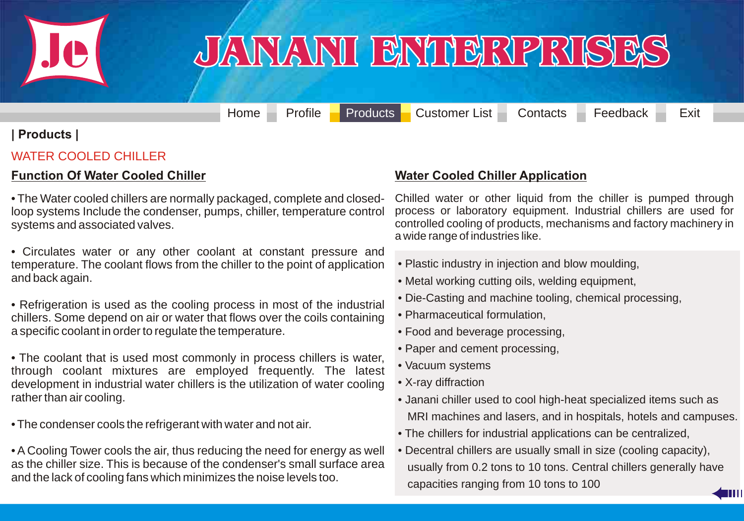# JANANI ENTERPRISES

Home | Profile | Products | Customer List | Contacts | Feedback | Exit

**| Products |**

## WATER COOLED CHILLER

### Function Of Water Cooled Chiller

- The Water cooled chillers are normally packaged, complete and closed-loop systems Include the condenser, pumps, chiller, temperature control systems and associated valves.
- Circulates water or any other coolant at constant pressure and temperature. The coolant flows from the chiller to the point of application and back again.
- Refrigeration is used as the cooling process in most of the industrial chillers. Some depend on air or water that flows over the coils containing a specific coolant in order to regulate the temperature.
- The coolant that is used most commonly in process chillers is water, through coolant mixtures are employed frequently. The latest development in industrial water chillers is the utilization of water cooling rather than air cooling.
- The condenser cools the refrigerant with water and not air.
- A Cooling Tower cools the air, thus reducing the need for energy as well as the chiller size. This is because of the condenser's small surface area and the lack of cooling fans which minimizes the noise levels too.

### Water Cooled Chiller Application

Chilled water or other liquid from the chiller is pumped through process or laboratory equipment. Industrial chillers are used for controlled cooling of products, mechanisms and factory machinery in a wide range of industries like.

- Plastic industry in injection and blow moulding,
- Metal working cutting oils, welding equipment,
- Die-Casting and machine tooling, chemical processing,
- Pharmaceutical formulation,
- Food and beverage processing,
- Paper and cement processing,
- Vacuum systems
- X-ray diffraction
- Janani chiller used to cool high-heat specialized items such as MRI machines and lasers, and in hospitals, hotels and campuses.
- The chillers for industrial applications can be centralized,
- Decentral chillers are usually small in size (cooling capacity), usually from 0.2 tons to 10 tons. Central chillers generally have capacities ranging from 10 tons to 100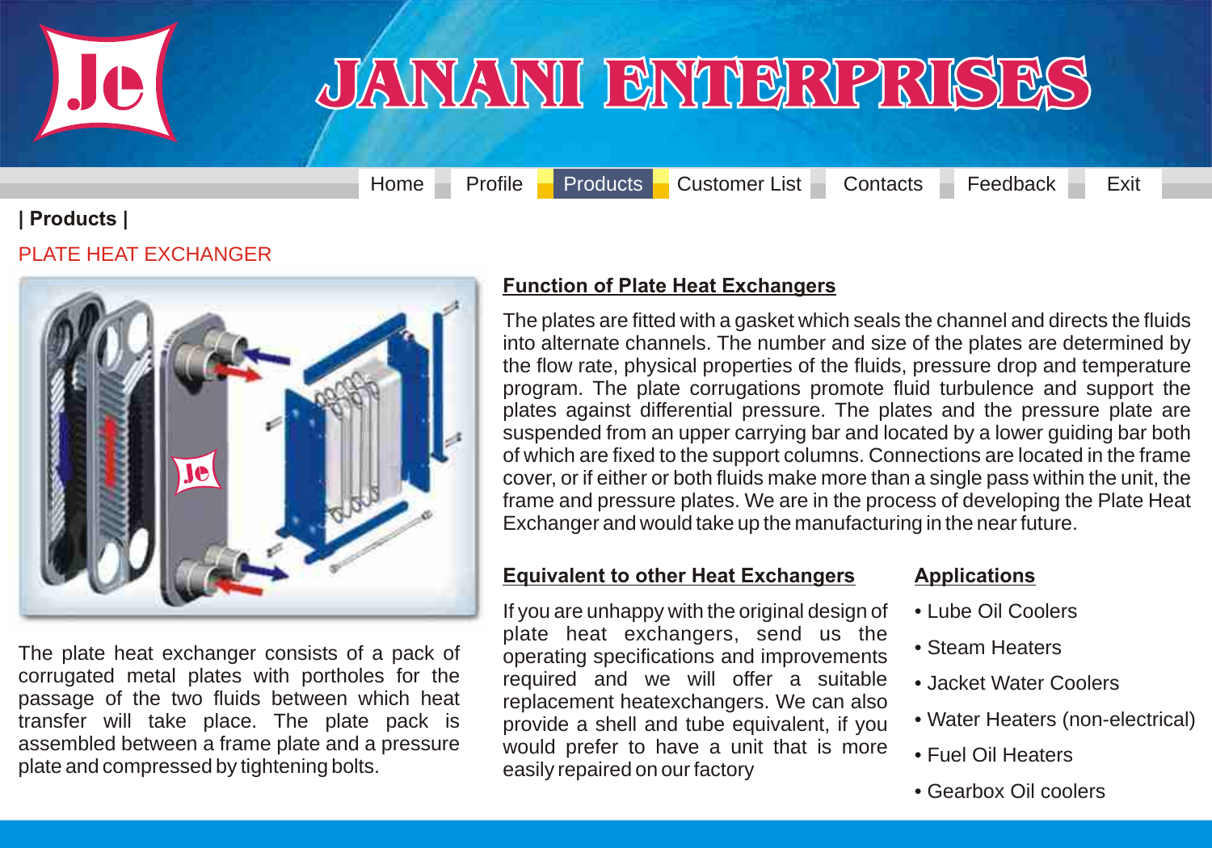# JANANI ENTERPRISES

Home | Profile | Products | Customer List | Contacts | Feedback | Exit

**| Products |**

## PLATE HEAT EXCHANGER

The plate heat exchanger consists of a pack of corrugated metal plates with portholes for the passage of the two fluids between which heat transfer will take place. The plate pack is assembled between a frame plate and a pressure plate and compressed by tightening bolts.

### Function of Plate Heat Exchangers

The plates are fitted with a gasket which seals the channel and directs the fluids into alternate channels. The number and size of the plates are determined by the flow rate, physical properties of the fluids, pressure drop and temperature program. The plate corrugations promote fluid turbulence and support the plates against differential pressure. The plates and the pressure plate are suspended from an upper carrying bar and located by a lower guiding bar both of which are fixed to the support columns. Connections are located in the frame cover, or if either or both fluids make more than a single pass within the unit, the frame and pressure plates. We are in the process of developing the Plate Heat Exchanger and would take up the manufacturing in the near future.

### Equivalent to other Heat Exchangers

If you are unhappy with the original design of plate heat exchangers, send us the operating specifications and improvements required and we will offer a suitable replacement heatexchangers. We can also provide a shell and tube equivalent, if you would prefer to have a unit that is more easily repaired on our factory

### Applications

- Lube Oil Coolers
- Steam Heaters
- Jacket Water Coolers
- Water Heaters (non-electrical)
- Fuel Oil Heaters
- Gearbox Oil coolers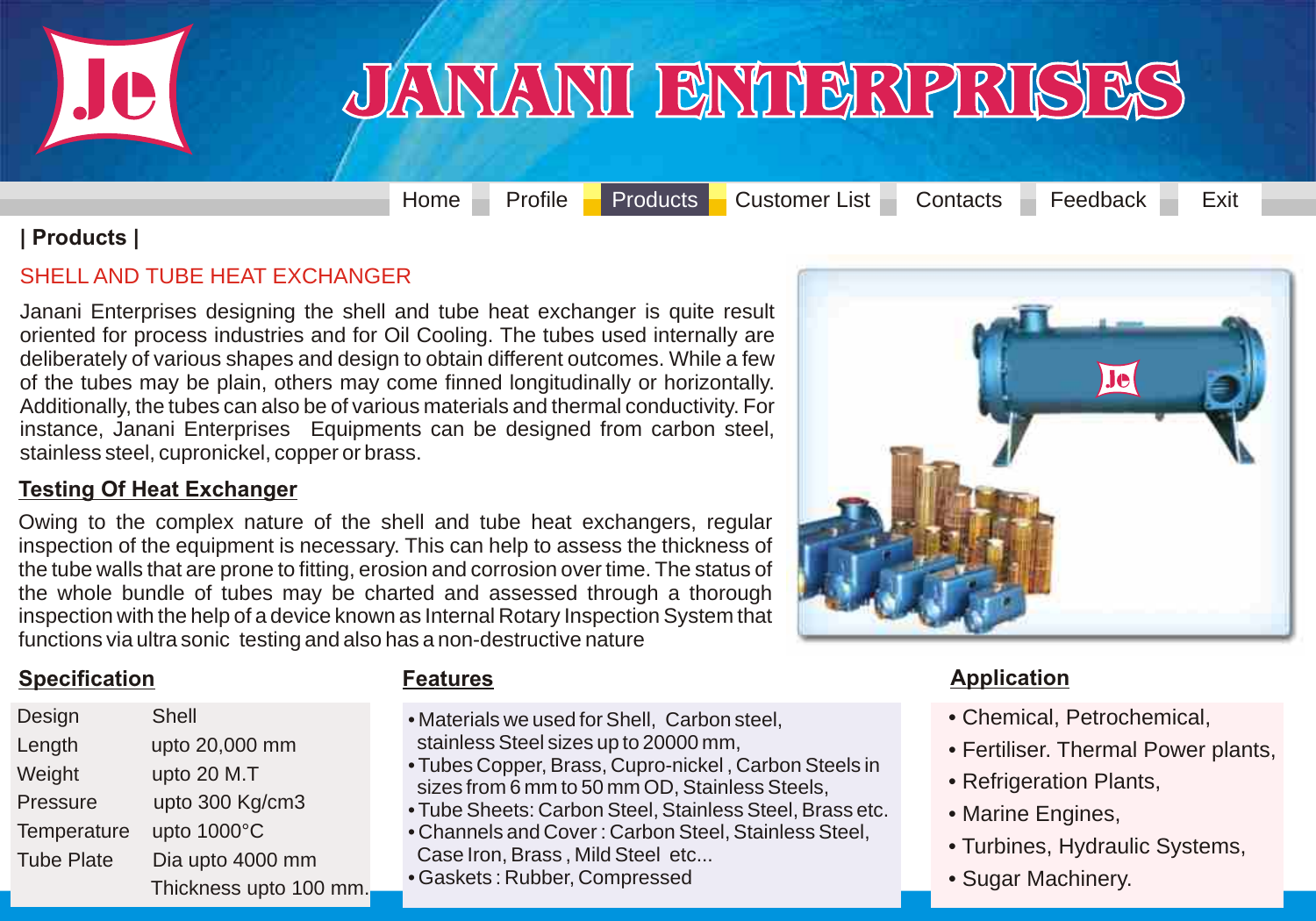# JANANI ENTERPRISES

Home | Profile | Products | Customer List | Contacts | Feedback | Exit

**| Products |**

## SHELL AND TUBE HEAT EXCHANGER

Janani Enterprises designing the shell and tube heat exchanger is quite result oriented for process industries and for Oil Cooling. The tubes used internally are deliberately of various shapes and design to obtain different outcomes. While a few of the tubes may be plain, others may come finned longitudinally or horizontally. Additionally, the tubes can also be of various materials and thermal conductivity. For instance, Janani Enterprises Equipments can be designed from carbon steel, stainless steel, cupronickel, copper or brass.

### Testing Of Heat Exchanger

Owing to the complex nature of the shell and tube heat exchangers, regular inspection of the equipment is necessary. This can help to assess the thickness of the tube walls that are prone to fitting, erosion and corrosion over time. The status of the whole bundle of tubes may be charted and assessed through a thorough inspection with the help of a device known as Internal Rotary Inspection System that functions via ultra sonic testing and also has a non-destructive nature

### Specification

| | |
|---|---|
| Design | Shell |
| Length | upto 20,000 mm |
| Weight | upto 20 M.T |
| Pressure | upto 300 Kg/cm3 |
| Temperature | upto 1000°C |
| Tube Plate | Dia upto 4000 mm |
| | Thickness upto 100 mm. |

### Features

- Materials we used for Shell, Carbon steel, stainless Steel sizes up to 20000 mm,
- Tubes Copper, Brass, Cupro-nickel , Carbon Steels in sizes from 6 mm to 50 mm OD, Stainless Steels,
- Tube Sheets: Carbon Steel, Stainless Steel, Brass etc.
- Channels and Cover : Carbon Steel, Stainless Steel, Case Iron, Brass , Mild Steel etc...
- Gaskets : Rubber, Compressed

### Application

- Chemical, Petrochemical,
- Fertiliser. Thermal Power plants,
- Refrigeration Plants,
- Marine Engines,
- Turbines, Hydraulic Systems,
- Sugar Machinery.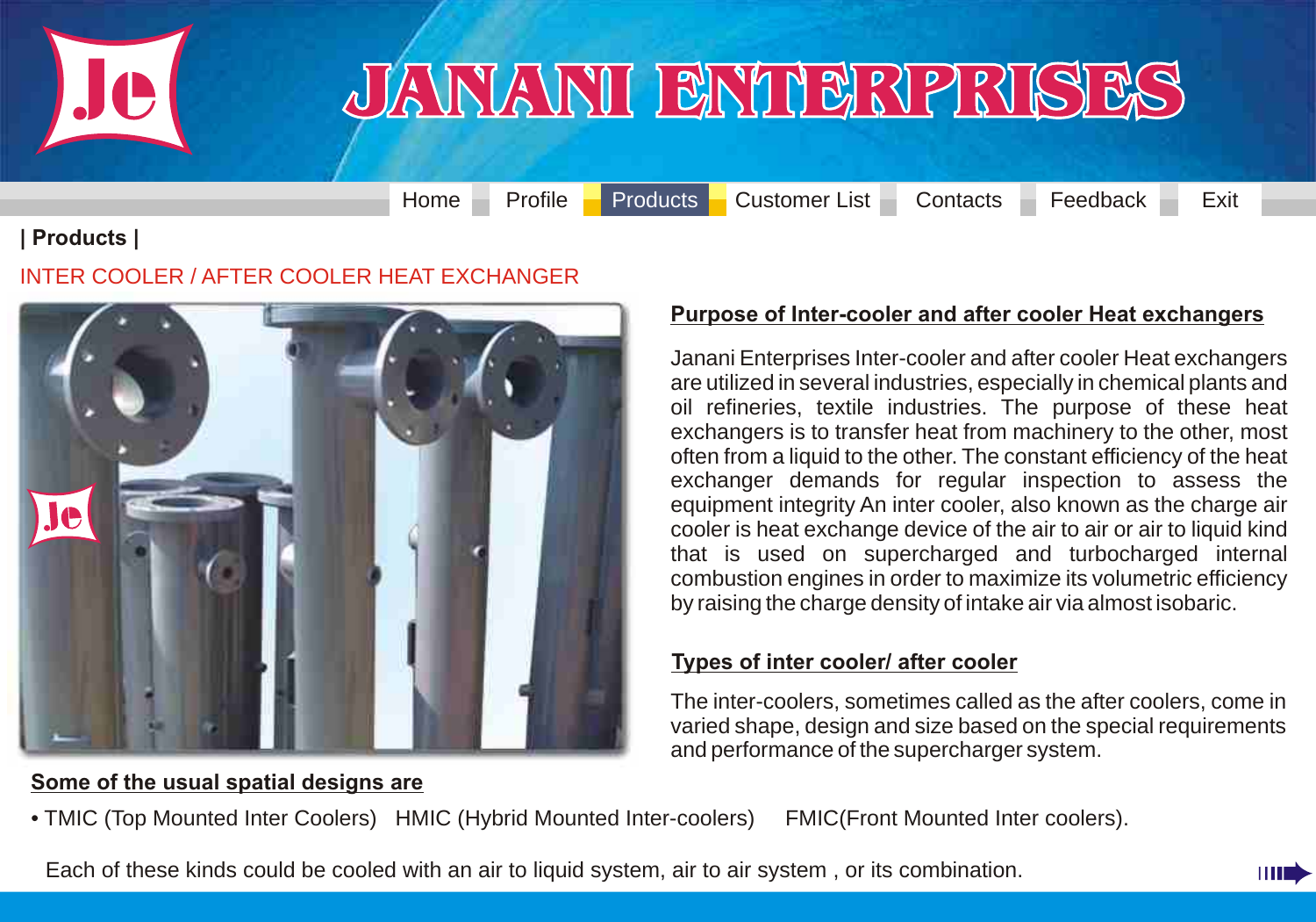# JANANI ENTERPRISES

Home | Profile | Products | Customer List | Contacts | Feedback | Exit

**| Products |**

## INTER COOLER / AFTER COOLER HEAT EXCHANGER

### Purpose of Inter-cooler and after cooler Heat exchangers

Janani Enterprises Inter-cooler and after cooler Heat exchangers are utilized in several industries, especially in chemical plants and oil refineries, textile industries. The purpose of these heat exchangers is to transfer heat from machinery to the other, most often from a liquid to the other. The constant efficiency of the heat exchanger demands for regular inspection to assess the equipment integrity An inter cooler, also known as the charge air cooler is heat exchange device of the air to air or air to liquid kind that is used on supercharged and turbocharged internal combustion engines in order to maximize its volumetric efficiency by raising the charge density of intake air via almost isobaric.

### Types of inter cooler/ after cooler

The inter-coolers, sometimes called as the after coolers, come in varied shape, design and size based on the special requirements and performance of the supercharger system.

### Some of the usual spatial designs are

• TMIC (Top Mounted Inter Coolers) HMIC (Hybrid Mounted Inter-coolers) FMIC(Front Mounted Inter coolers).

Each of these kinds could be cooled with an air to liquid system, air to air system , or its combination.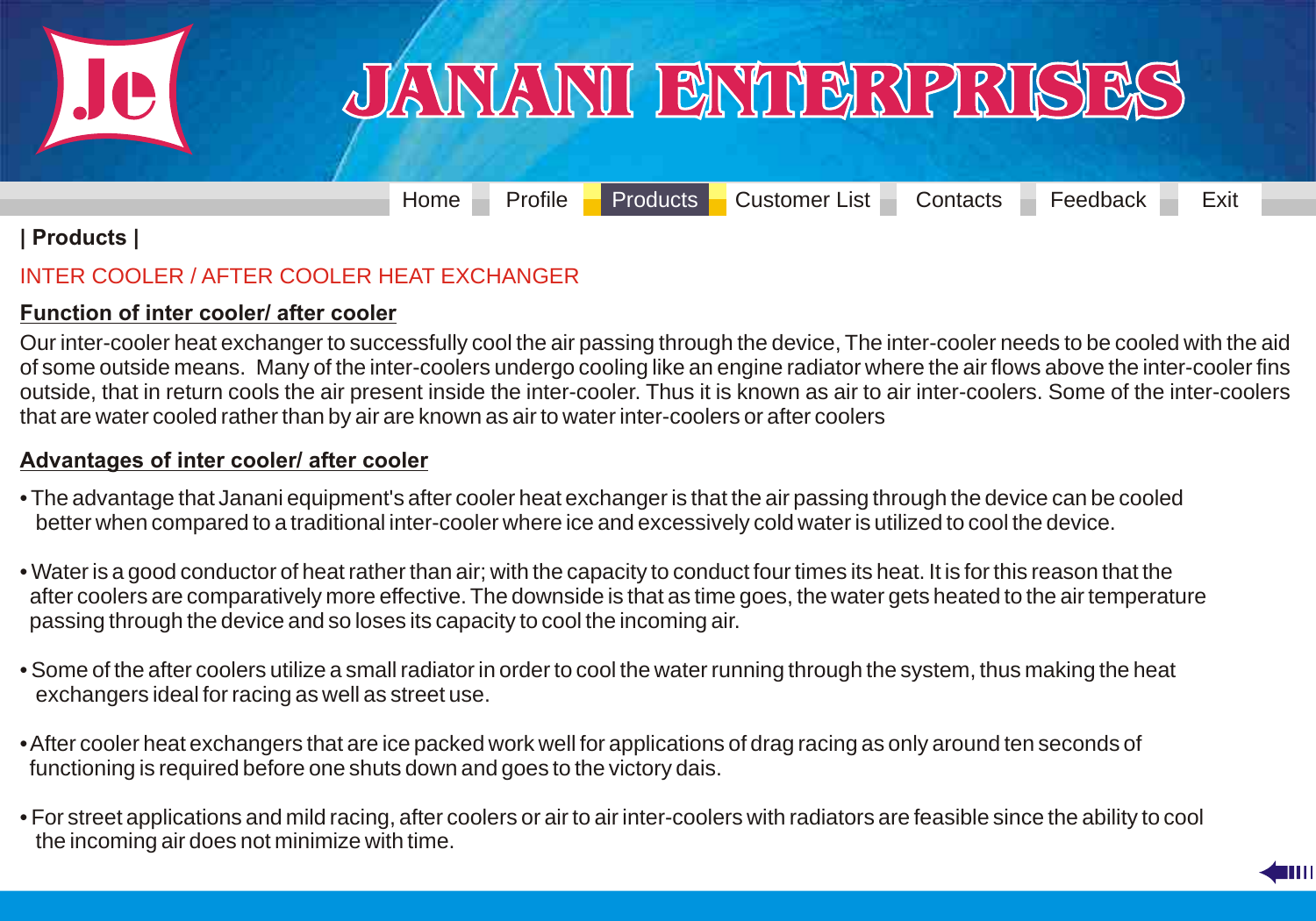# JANANI ENTERPRISES

Home | Profile | Products | Customer List | Contacts | Feedback | Exit

**| Products |**

## INTER COOLER / AFTER COOLER HEAT EXCHANGER

### Function of inter cooler/ after cooler

Our inter-cooler heat exchanger to successfully cool the air passing through the device, The inter-cooler needs to be cooled with the aid of some outside means. Many of the inter-coolers undergo cooling like an engine radiator where the air flows above the inter-cooler fins outside, that in return cools the air present inside the inter-cooler. Thus it is known as air to air inter-coolers. Some of the inter-coolers that are water cooled rather than by air are known as air to water inter-coolers or after coolers

### Advantages of inter cooler/ after cooler

- The advantage that Janani equipment's after cooler heat exchanger is that the air passing through the device can be cooled better when compared to a traditional inter-cooler where ice and excessively cold water is utilized to cool the device.
- Water is a good conductor of heat rather than air; with the capacity to conduct four times its heat. It is for this reason that the after coolers are comparatively more effective. The downside is that as time goes, the water gets heated to the air temperature passing through the device and so loses its capacity to cool the incoming air.
- Some of the after coolers utilize a small radiator in order to cool the water running through the system, thus making the heat exchangers ideal for racing as well as street use.
- After cooler heat exchangers that are ice packed work well for applications of drag racing as only around ten seconds of functioning is required before one shuts down and goes to the victory dais.
- For street applications and mild racing, after coolers or air to air inter-coolers with radiators are feasible since the ability to cool the incoming air does not minimize with time.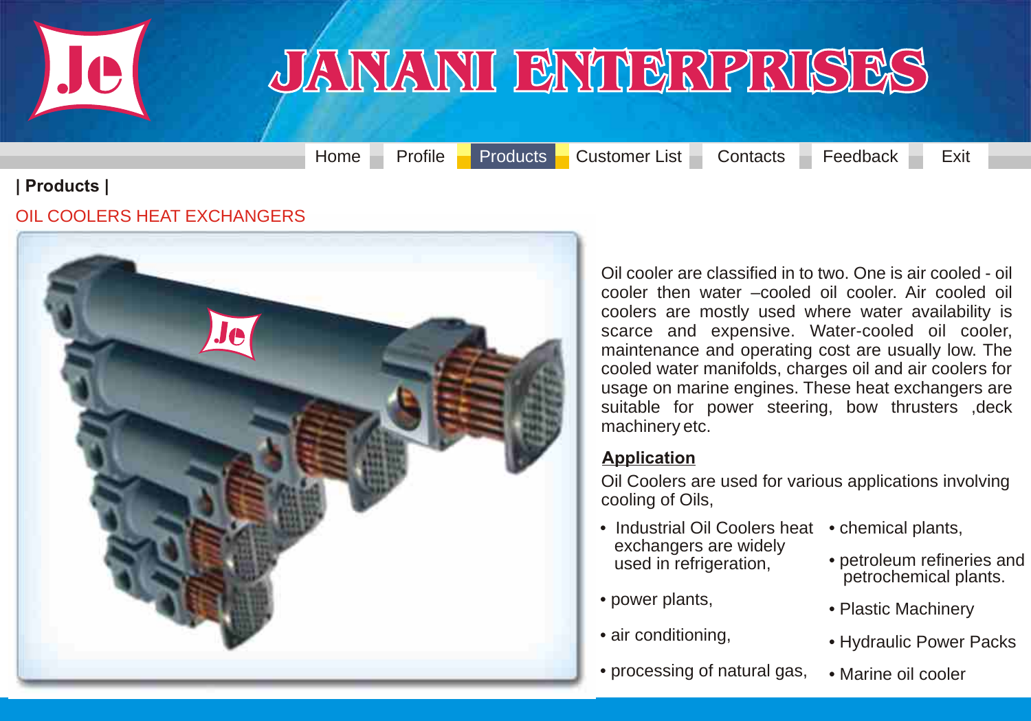# JANANI ENTERPRISES

Home | Profile | Products | Customer List | Contacts | Feedback | Exit

**| Products |**

## OIL COOLERS HEAT EXCHANGERS

Oil cooler are classified in to two. One is air cooled - oil cooler then water –cooled oil cooler. Air cooled oil coolers are mostly used where water availability is scarce and expensive. Water-cooled oil cooler, maintenance and operating cost are usually low. The cooled water manifolds, charges oil and air coolers for usage on marine engines. These heat exchangers are suitable for power steering, bow thrusters ,deck machinery etc.

### Application

Oil Coolers are used for various applications involving cooling of Oils,

- Industrial Oil Coolers heat exchangers are widely used in refrigeration,
- power plants,
- air conditioning,
- processing of natural gas,
- chemical plants,
- petroleum refineries and petrochemical plants.
- Plastic Machinery
- Hydraulic Power Packs
- Marine oil cooler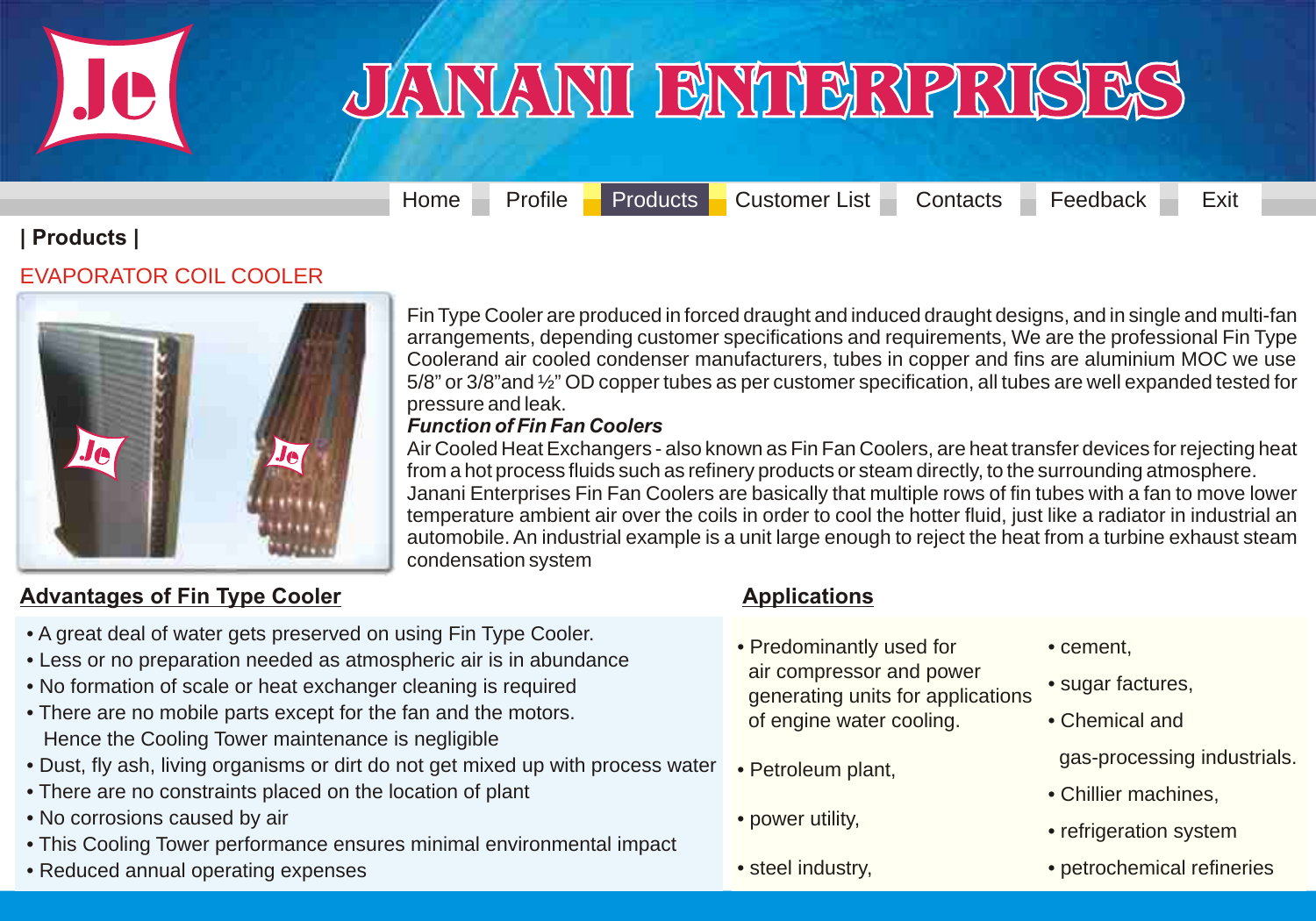# JANANI ENTERPRISES

Home | Profile | Products | Customer List | Contacts | Feedback | Exit

**| Products |**

## EVAPORATOR COIL COOLER

Fin Type Cooler are produced in forced draught and induced draught designs, and in single and multi-fan arrangements, depending customer specifications and requirements, We are the professional Fin Type Coolerand air cooled condenser manufacturers, tubes in copper and fins are aluminium MOC we use 5/8" or 3/8"and ½" OD copper tubes as per customer specification, all tubes are well expanded tested for pressure and leak.

***Function of Fin Fan Coolers***

Air Cooled Heat Exchangers - also known as Fin Fan Coolers, are heat transfer devices for rejecting heat from a hot process fluids such as refinery products or steam directly, to the surrounding atmosphere. Janani Enterprises Fin Fan Coolers are basically that multiple rows of fin tubes with a fan to move lower temperature ambient air over the coils in order to cool the hotter fluid, just like a radiator in industrial an automobile. An industrial example is a unit large enough to reject the heat from a turbine exhaust steam condensation system

### Advantages of Fin Type Cooler

- A great deal of water gets preserved on using Fin Type Cooler.
- Less or no preparation needed as atmospheric air is in abundance
- No formation of scale or heat exchanger cleaning is required
- There are no mobile parts except for the fan and the motors. Hence the Cooling Tower maintenance is negligible
- Dust, fly ash, living organisms or dirt do not get mixed up with process water
- There are no constraints placed on the location of plant
- No corrosions caused by air
- This Cooling Tower performance ensures minimal environmental impact
- Reduced annual operating expenses

### Applications

- Predominantly used for air compressor and power generating units for applications of engine water cooling.
- Petroleum plant,
- power utility,
- steel industry,
- cement,
- sugar factures,
- Chemical and gas-processing industrials.
- Chillier machines,
- refrigeration system
- petrochemical refineries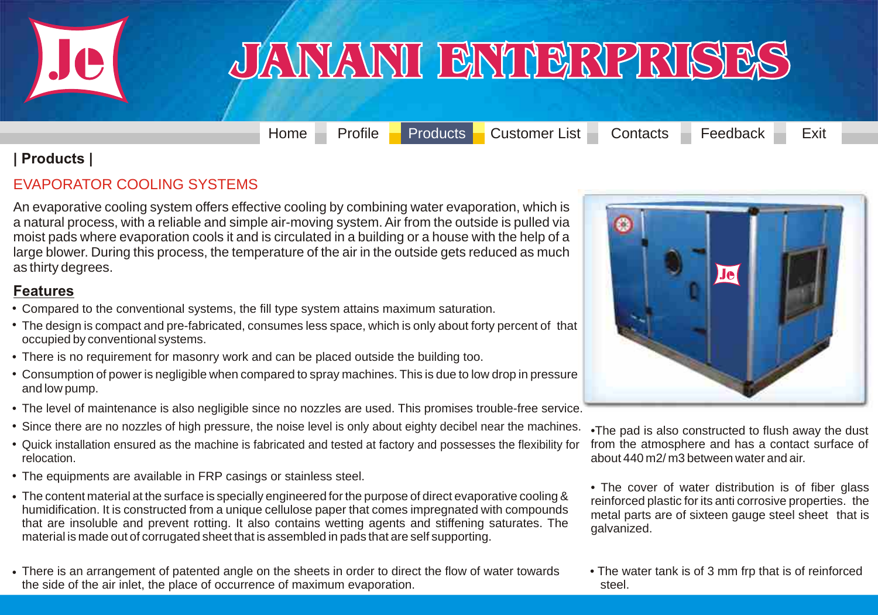# JANANI ENTERPRISES

Home | Profile | Products | Customer List | Contacts | Feedback | Exit

**| Products |**

## EVAPORATOR COOLING SYSTEMS

An evaporative cooling system offers effective cooling by combining water evaporation, which is a natural process, with a reliable and simple air-moving system. Air from the outside is pulled via moist pads where evaporation cools it and is circulated in a building or a house with the help of a large blower. During this process, the temperature of the air in the outside gets reduced as much as thirty degrees.

### Features

- Compared to the conventional systems, the fill type system attains maximum saturation.
- The design is compact and pre-fabricated, consumes less space, which is only about forty percent of that occupied by conventional systems.
- There is no requirement for masonry work and can be placed outside the building too.
- Consumption of power is negligible when compared to spray machines. This is due to low drop in pressure and low pump.
- The level of maintenance is also negligible since no nozzles are used. This promises trouble-free service.
- Since there are no nozzles of high pressure, the noise level is only about eighty decibel near the machines.
- Quick installation ensured as the machine is fabricated and tested at factory and possesses the flexibility for relocation.
- The equipments are available in FRP casings or stainless steel.
- The content material at the surface is specially engineered for the purpose of direct evaporative cooling & humidification. It is constructed from a unique cellulose paper that comes impregnated with compounds that are insoluble and prevent rotting. It also contains wetting agents and stiffening saturates. The material is made out of corrugated sheet that is assembled in pads that are self supporting.
- There is an arrangement of patented angle on the sheets in order to direct the flow of water towards the side of the air inlet, the place of occurrence of maximum evaporation.
- The pad is also constructed to flush away the dust from the atmosphere and has a contact surface of about 440 m2/ m3 between water and air.
- The cover of water distribution is of fiber glass reinforced plastic for its anti corrosive properties. the metal parts are of sixteen gauge steel sheet that is galvanized.
- The water tank is of 3 mm frp that is of reinforced steel.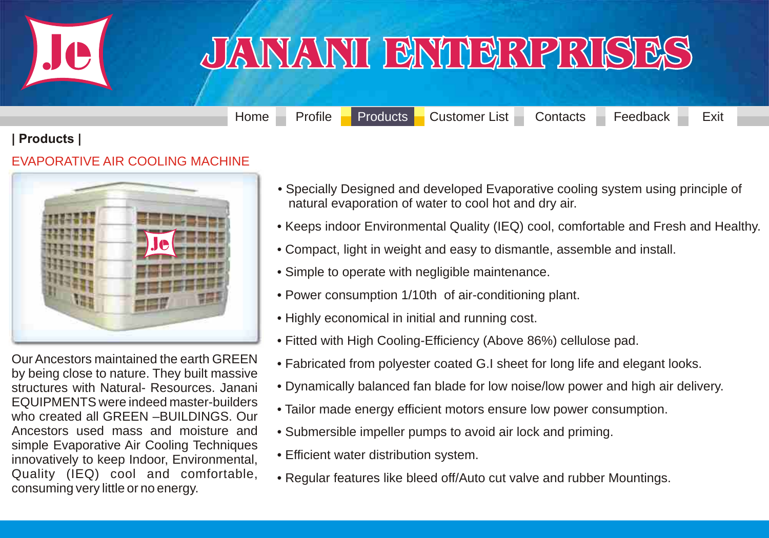# JANANI ENTERPRISES

Home | Profile | Products | Customer List | Contacts | Feedback | Exit

**| Products |**

## EVAPORATIVE AIR COOLING MACHINE

Our Ancestors maintained the earth GREEN by being close to nature. They built massive structures with Natural- Resources. Janani EQUIPMENTS were indeed master-builders who created all GREEN –BUILDINGS. Our Ancestors used mass and moisture and simple Evaporative Air Cooling Techniques innovatively to keep Indoor, Environmental, Quality (IEQ) cool and comfortable, consuming very little or no energy.

- Specially Designed and developed Evaporative cooling system using principle of natural evaporation of water to cool hot and dry air.
- Keeps indoor Environmental Quality (IEQ) cool, comfortable and Fresh and Healthy.
- Compact, light in weight and easy to dismantle, assemble and install.
- Simple to operate with negligible maintenance.
- Power consumption 1/10th of air-conditioning plant.
- Highly economical in initial and running cost.
- Fitted with High Cooling-Efficiency (Above 86%) cellulose pad.
- Fabricated from polyester coated G.I sheet for long life and elegant looks.
- Dynamically balanced fan blade for low noise/low power and high air delivery.
- Tailor made energy efficient motors ensure low power consumption.
- Submersible impeller pumps to avoid air lock and priming.
- Efficient water distribution system.
- Regular features like bleed off/Auto cut valve and rubber Mountings.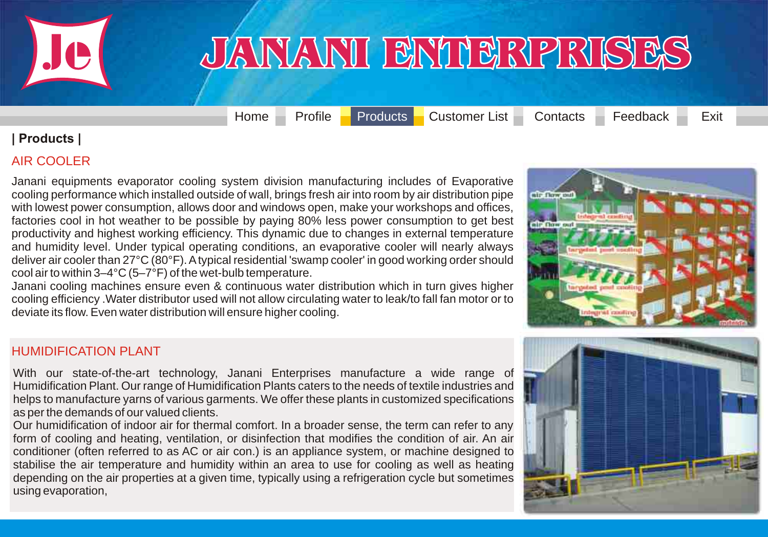# JANANI ENTERPRISES

Home | Profile | Products | Customer List | Contacts | Feedback | Exit

## | Products |

### AIR COOLER

Janani equipments evaporator cooling system division manufacturing includes of Evaporative cooling performance which installed outside of wall, brings fresh air into room by air distribution pipe with lowest power consumption, allows door and windows open, make your workshops and offices, factories cool in hot weather to be possible by paying 80% less power consumption to get best productivity and highest working efficiency. This dynamic due to changes in external temperature and humidity level. Under typical operating conditions, an evaporative cooler will nearly always deliver air cooler than 27°C (80°F). A typical residential 'swamp cooler' in good working order should cool air to within 3–4°C (5–7°F) of the wet-bulb temperature.

Janani cooling machines ensure even & continuous water distribution which in turn gives higher cooling efficiency .Water distributor used will not allow circulating water to leak/to fall fan motor or to deviate its flow. Even water distribution will ensure higher cooling.

### HUMIDIFICATION PLANT

With our state-of-the-art technology, Janani Enterprises manufacture a wide range of Humidification Plant. Our range of Humidification Plants caters to the needs of textile industries and helps to manufacture yarns of various garments. We offer these plants in customized specifications as per the demands of our valued clients.

Our humidification of indoor air for thermal comfort. In a broader sense, the term can refer to any form of cooling and heating, ventilation, or disinfection that modifies the condition of air. An air conditioner (often referred to as AC or air con.) is an appliance system, or machine designed to stabilise the air temperature and humidity within an area to use for cooling as well as heating depending on the air properties at a given time, typically using a refrigeration cycle but sometimes using evaporation,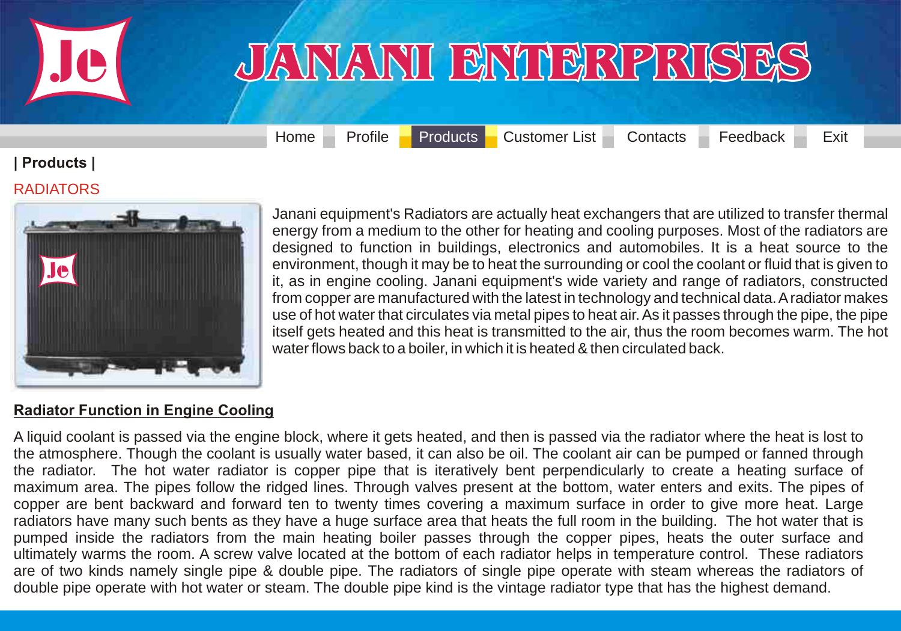# JANANI ENTERPRISES

Home | Profile | Products | Customer List | Contacts | Feedback | Exit

**| Products |**

RADIATORS

Janani equipment's Radiators are actually heat exchangers that are utilized to transfer thermal energy from a medium to the other for heating and cooling purposes. Most of the radiators are designed to function in buildings, electronics and automobiles. It is a heat source to the environment, though it may be to heat the surrounding or cool the coolant or fluid that is given to it, as in engine cooling. Janani equipment's wide variety and range of radiators, constructed from copper are manufactured with the latest in technology and technical data. A radiator makes use of hot water that circulates via metal pipes to heat air. As it passes through the pipe, the pipe itself gets heated and this heat is transmitted to the air, thus the room becomes warm. The hot water flows back to a boiler, in which it is heated & then circulated back.

**Radiator Function in Engine Cooling**

A liquid coolant is passed via the engine block, where it gets heated, and then is passed via the radiator where the heat is lost to the atmosphere. Though the coolant is usually water based, it can also be oil. The coolant air can be pumped or fanned through the radiator. The hot water radiator is copper pipe that is iteratively bent perpendicularly to create a heating surface of maximum area. The pipes follow the ridged lines. Through valves present at the bottom, water enters and exits. The pipes of copper are bent backward and forward ten to twenty times covering a maximum surface in order to give more heat. Large radiators have many such bents as they have a huge surface area that heats the full room in the building. The hot water that is pumped inside the radiators from the main heating boiler passes through the copper pipes, heats the outer surface and ultimately warms the room. A screw valve located at the bottom of each radiator helps in temperature control. These radiators are of two kinds namely single pipe & double pipe. The radiators of single pipe operate with steam whereas the radiators of double pipe operate with hot water or steam. The double pipe kind is the vintage radiator type that has the highest demand.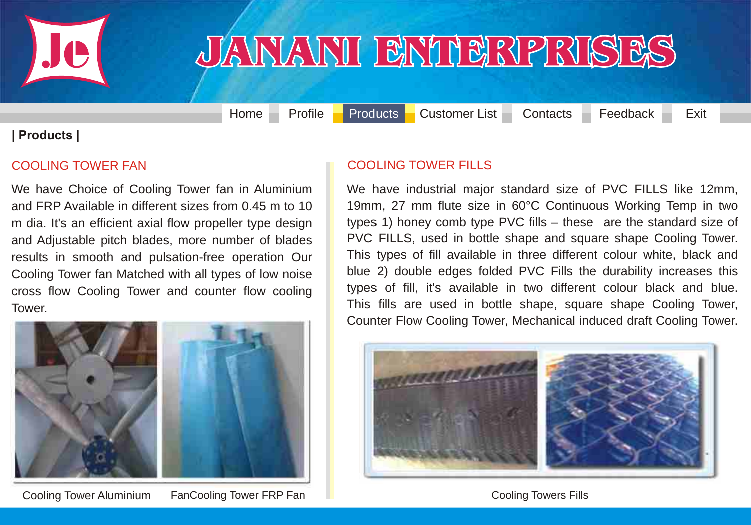# JANANI ENTERPRISES

Home Profile Products Customer List Contacts Feedback Exit

**| Products |**

## COOLING TOWER FAN

We have Choice of Cooling Tower fan in Aluminium and FRP Available in different sizes from 0.45 m to 10 m dia. It's an efficient axial flow propeller type design and Adjustable pitch blades, more number of blades results in smooth and pulsation-free operation Our Cooling Tower fan Matched with all types of low noise cross flow Cooling Tower and counter flow cooling Tower.

Cooling Tower Aluminium FanCooling Tower FRP Fan

## COOLING TOWER FILLS

We have industrial major standard size of PVC FILLS like 12mm, 19mm, 27 mm flute size in 60°C Continuous Working Temp in two types 1) honey comb type PVC fills – these are the standard size of PVC FILLS, used in bottle shape and square shape Cooling Tower. This types of fill available in three different colour white, black and blue 2) double edges folded PVC Fills the durability increases this types of fill, it's available in two different colour black and blue. This fills are used in bottle shape, square shape Cooling Tower, Counter Flow Cooling Tower, Mechanical induced draft Cooling Tower.

Cooling Towers Fills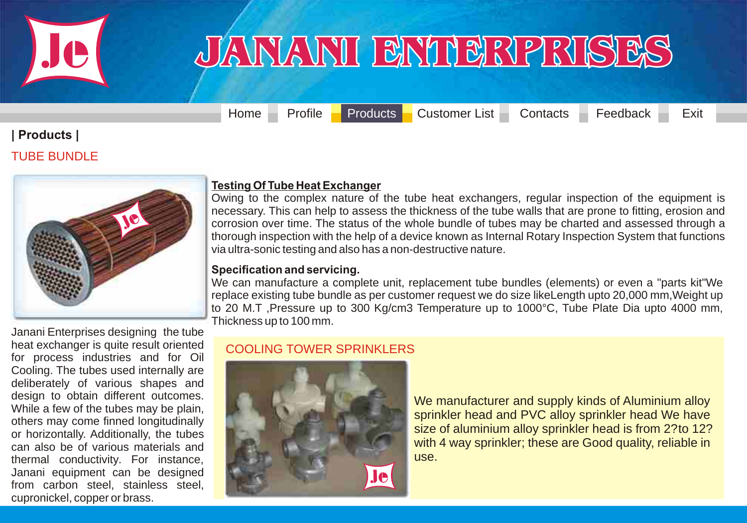# JANANI ENTERPRISES

Home Profile Products Customer List Contacts Feedback Exit

## | Products |

### TUBE BUNDLE

Janani Enterprises designing the tube heat exchanger is quite result oriented for process industries and for Oil Cooling. The tubes used internally are deliberately of various shapes and design to obtain different outcomes. While a few of the tubes may be plain, others may come finned longitudinally or horizontally. Additionally, the tubes can also be of various materials and thermal conductivity. For instance, Janani equipment can be designed from carbon steel, stainless steel, cupronickel, copper or brass.

**Testing Of Tube Heat Exchanger**

Owing to the complex nature of the tube heat exchangers, regular inspection of the equipment is necessary. This can help to assess the thickness of the tube walls that are prone to fitting, erosion and corrosion over time. The status of the whole bundle of tubes may be charted and assessed through a thorough inspection with the help of a device known as Internal Rotary Inspection System that functions via ultra-sonic testing and also has a non-destructive nature.

**Specification and servicing.**

We can manufacture a complete unit, replacement tube bundles (elements) or even a "parts kit"We replace existing tube bundle as per customer request we do size likeLength upto 20,000 mm,Weight up to 20 M.T ,Pressure up to 300 Kg/cm3 Temperature up to 1000°C, Tube Plate Dia upto 4000 mm, Thickness up to 100 mm.

### COOLING TOWER SPRINKLERS

We manufacturer and supply kinds of Aluminium alloy sprinkler head and PVC alloy sprinkler head We have size of aluminium alloy sprinkler head is from 2?to 12? with 4 way sprinkler; these are Good quality, reliable in use.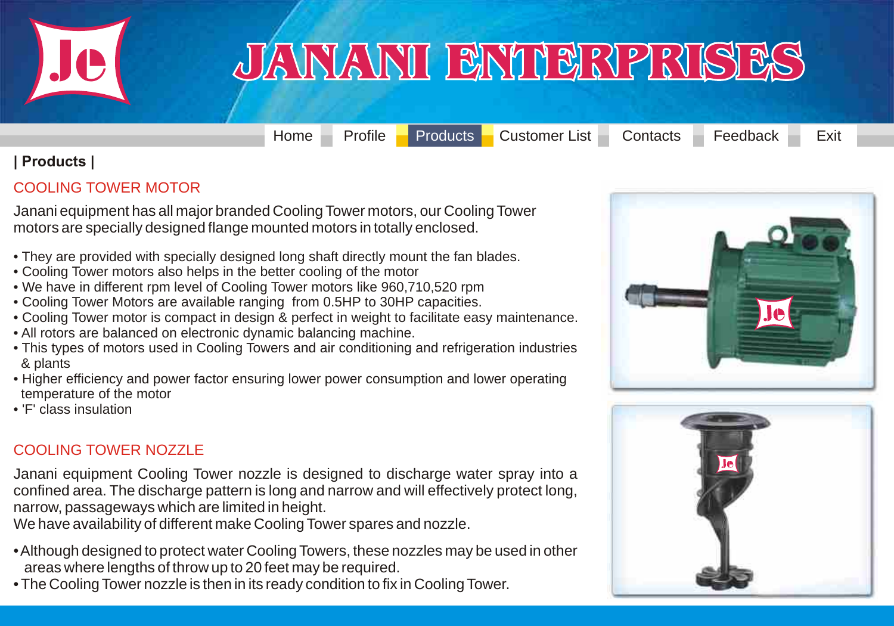# JANANI ENTERPRISES

Home | Profile | Products | Customer List | Contacts | Feedback | Exit

## | Products |

### COOLING TOWER MOTOR

Janani equipment has all major branded Cooling Tower motors, our Cooling Tower motors are specially designed flange mounted motors in totally enclosed.

- They are provided with specially designed long shaft directly mount the fan blades.
- Cooling Tower motors also helps in the better cooling of the motor
- We have in different rpm level of Cooling Tower motors like 960,710,520 rpm
- Cooling Tower Motors are available ranging from 0.5HP to 30HP capacities.
- Cooling Tower motor is compact in design & perfect in weight to facilitate easy maintenance.
- All rotors are balanced on electronic dynamic balancing machine.
- This types of motors used in Cooling Towers and air conditioning and refrigeration industries & plants
- Higher efficiency and power factor ensuring lower power consumption and lower operating temperature of the motor
- 'F' class insulation

### COOLING TOWER NOZZLE

Janani equipment Cooling Tower nozzle is designed to discharge water spray into a confined area. The discharge pattern is long and narrow and will effectively protect long, narrow, passageways which are limited in height.
We have availability of different make Cooling Tower spares and nozzle.

- Although designed to protect water Cooling Towers, these nozzles may be used in other areas where lengths of throw up to 20 feet may be required.
- The Cooling Tower nozzle is then in its ready condition to fix in Cooling Tower.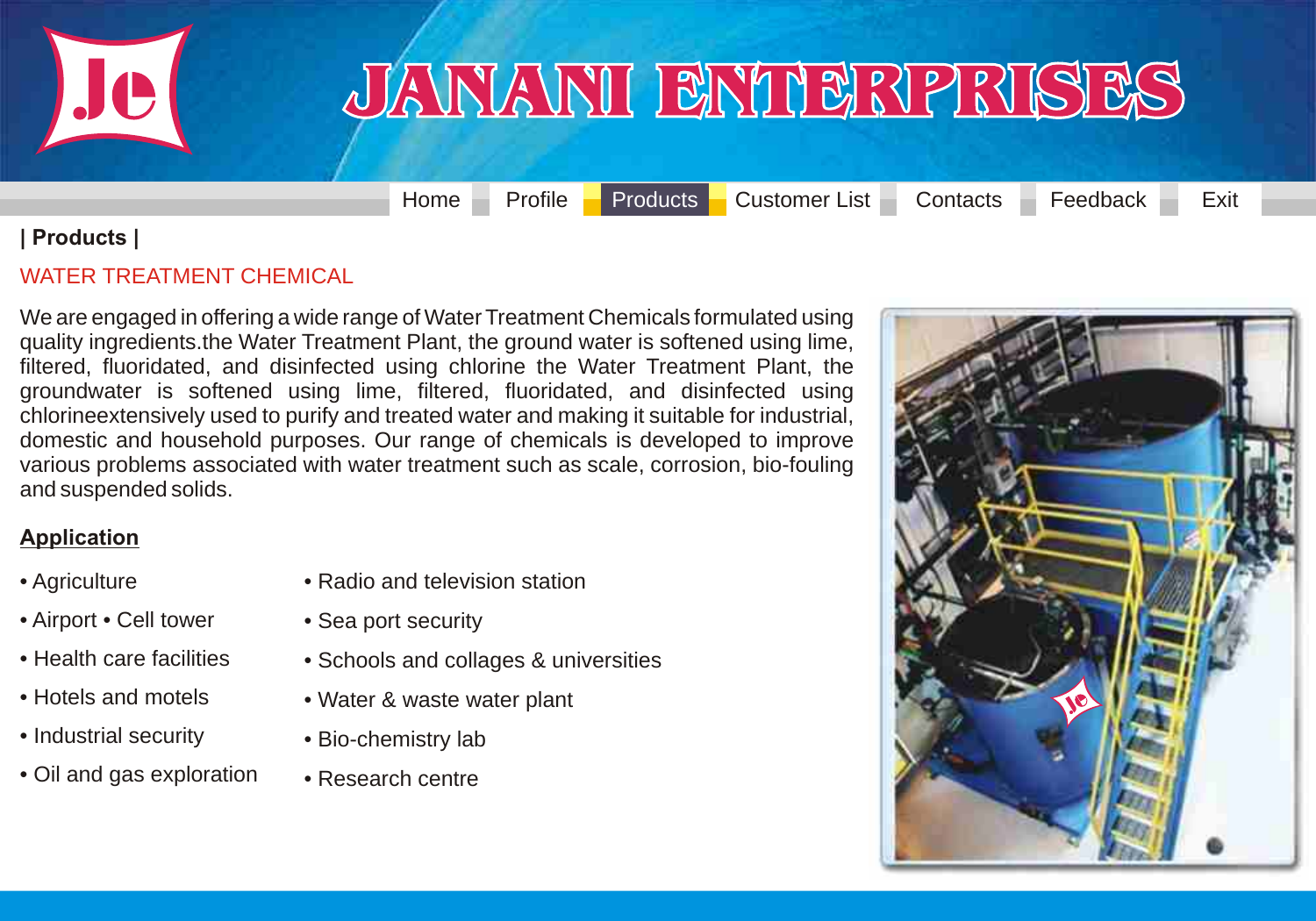# JANANI ENTERPRISES

Home | Profile | Products | Customer List | Contacts | Feedback | Exit

**| Products |**

## WATER TREATMENT CHEMICAL

We are engaged in offering a wide range of Water Treatment Chemicals formulated using quality ingredients.the Water Treatment Plant, the ground water is softened using lime, filtered, fluoridated, and disinfected using chlorine the Water Treatment Plant, the groundwater is softened using lime, filtered, fluoridated, and disinfected using chlorineextensively used to purify and treated water and making it suitable for industrial, domestic and household purposes. Our range of chemicals is developed to improve various problems associated with water treatment such as scale, corrosion, bio-fouling and suspended solids.

### Application

- Agriculture
- Airport • Cell tower
- Health care facilities
- Hotels and motels
- Industrial security
- Oil and gas exploration
- Radio and television station
- Sea port security
- Schools and collages & universities
- Water & waste water plant
- Bio-chemistry lab
- Research centre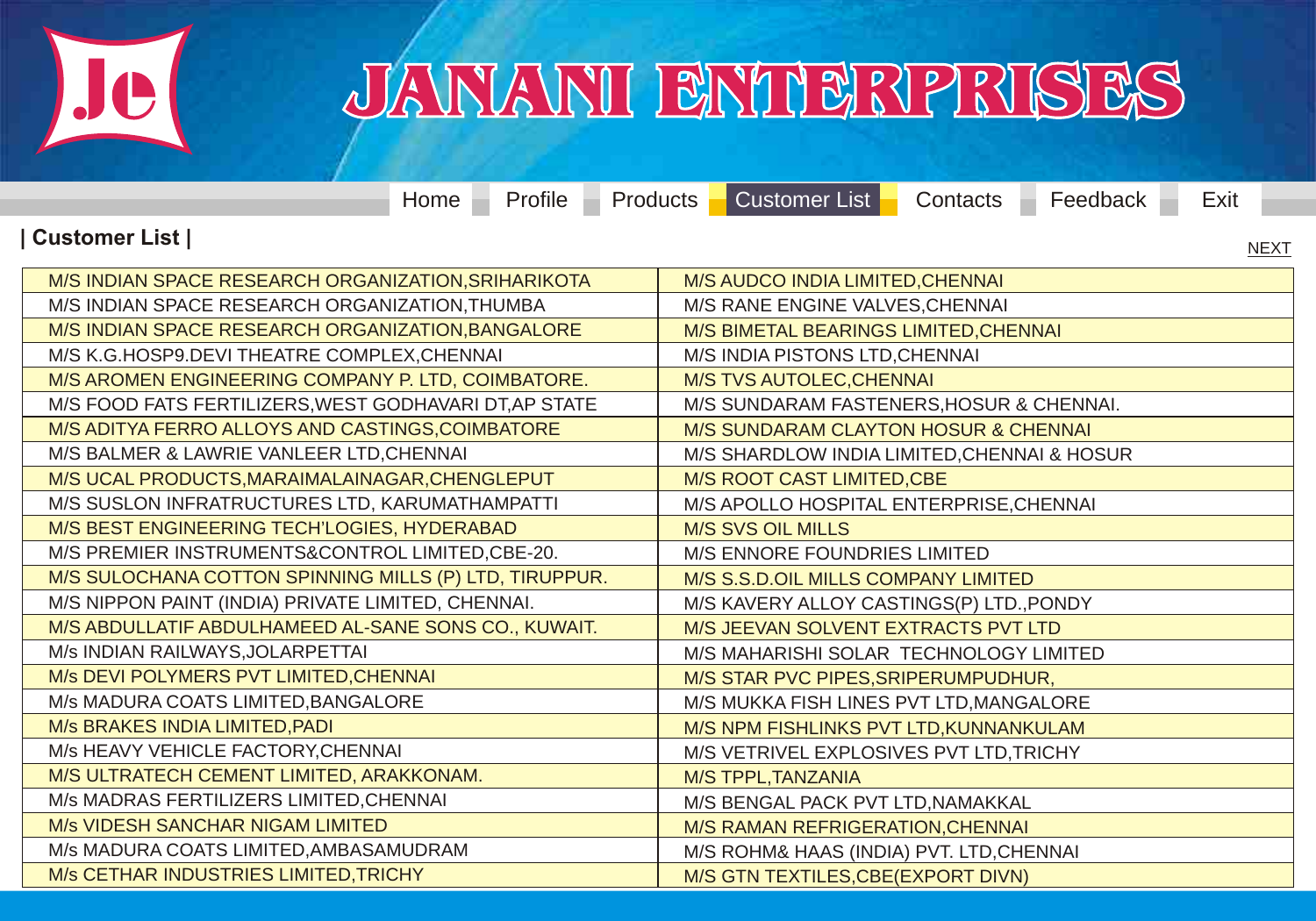# JANANI ENTERPRISES

Home | Profile | Products | Customer List | Contacts | Feedback | Exit

**| Customer List |**

NEXT

| | |
|---|---|
| M/S INDIAN SPACE RESEARCH ORGANIZATION,SRIHARIKOTA | M/S AUDCO INDIA LIMITED,CHENNAI |
| M/S INDIAN SPACE RESEARCH ORGANIZATION,THUMBA | M/S RANE ENGINE VALVES,CHENNAI |
| M/S INDIAN SPACE RESEARCH ORGANIZATION,BANGALORE | M/S BIMETAL BEARINGS LIMITED,CHENNAI |
| M/S K.G.HOSP9.DEVI THEATRE COMPLEX,CHENNAI | M/S INDIA PISTONS LTD,CHENNAI |
| M/S AROMEN ENGINEERING COMPANY P. LTD, COIMBATORE. | M/S TVS AUTOLEC,CHENNAI |
| M/S FOOD FATS FERTILIZERS,WEST GODHAVARI DT,AP STATE | M/S SUNDARAM FASTENERS,HOSUR & CHENNAI. |
| M/S ADITYA FERRO ALLOYS AND CASTINGS,COIMBATORE | M/S SUNDARAM CLAYTON HOSUR & CHENNAI |
| M/S BALMER & LAWRIE VANLEER LTD,CHENNAI | M/S SHARDLOW INDIA LIMITED,CHENNAI & HOSUR |
| M/S UCAL PRODUCTS,MARAIMALAINAGAR,CHENGLEPUT | M/S ROOT CAST LIMITED,CBE |
| M/S SUSLON INFRATRUCTURES LTD, KARUMATHAMPATTI | M/S APOLLO HOSPITAL ENTERPRISE,CHENNAI |
| M/S BEST ENGINEERING TECH'LOGIES, HYDERABAD | M/S SVS OIL MILLS |
| M/S PREMIER INSTRUMENTS&CONTROL LIMITED,CBE-20. | M/S ENNORE FOUNDRIES LIMITED |
| M/S SULOCHANA COTTON SPINNING MILLS (P) LTD, TIRUPPUR. | M/S S.S.D.OIL MILLS COMPANY LIMITED |
| M/S NIPPON PAINT (INDIA) PRIVATE LIMITED, CHENNAI. | M/S KAVERY ALLOY CASTINGS(P) LTD.,PONDY |
| M/S ABDULLATIF ABDULHAMEED AL-SANE SONS CO., KUWAIT. | M/S JEEVAN SOLVENT EXTRACTS PVT LTD |
| M/s INDIAN RAILWAYS,JOLARPETTAI | M/S MAHARISHI SOLAR TECHNOLOGY LIMITED |
| M/s DEVI POLYMERS PVT LIMITED,CHENNAI | M/S STAR PVC PIPES,SRIPERUMPUDHUR, |
| M/s MADURA COATS LIMITED,BANGALORE | M/S MUKKA FISH LINES PVT LTD,MANGALORE |
| M/s BRAKES INDIA LIMITED,PADI | M/S NPM FISHLINKS PVT LTD,KUNNANKULAM |
| M/s HEAVY VEHICLE FACTORY,CHENNAI | M/S VETRIVEL EXPLOSIVES PVT LTD,TRICHY |
| M/S ULTRATECH CEMENT LIMITED, ARAKKONAM. | M/S TPPL,TANZANIA |
| M/s MADRAS FERTILIZERS LIMITED,CHENNAI | M/S BENGAL PACK PVT LTD,NAMAKKAL |
| M/s VIDESH SANCHAR NIGAM LIMITED | M/S RAMAN REFRIGERATION,CHENNAI |
| M/s MADURA COATS LIMITED,AMBASAMUDRAM | M/S ROHM& HAAS (INDIA) PVT. LTD,CHENNAI |
| M/s CETHAR INDUSTRIES LIMITED,TRICHY | M/S GTN TEXTILES,CBE(EXPORT DIVN) |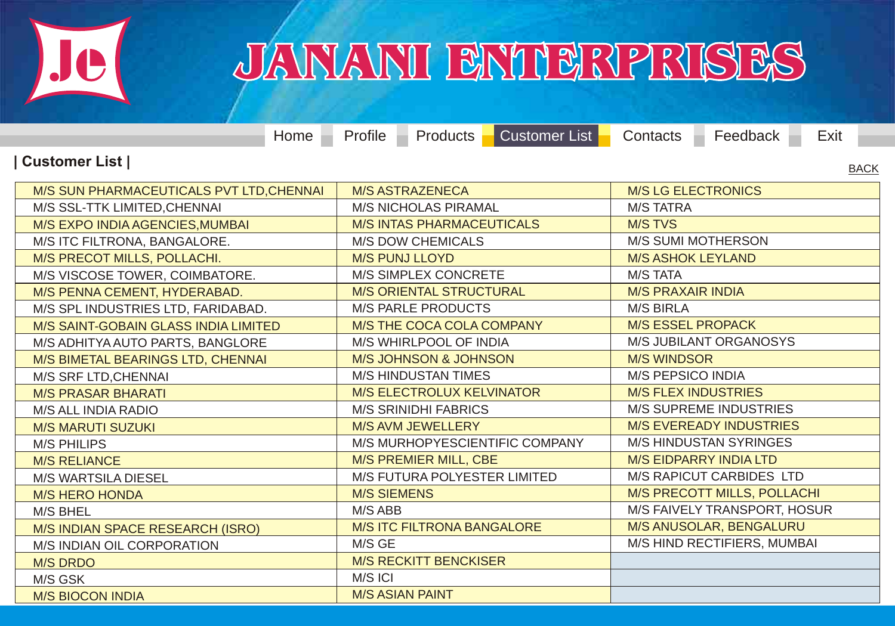# JANANI ENTERPRISES

Home | Profile | Products | Customer List | Contacts | Feedback | Exit

## | Customer List |

BACK

| | | |
|---|---|---|
| M/S SUN PHARMACEUTICALS PVT LTD,CHENNAI | M/S ASTRAZENECA | M/S LG ELECTRONICS |
| M/S SSL-TTK LIMITED,CHENNAI | M/S NICHOLAS PIRAMAL | M/S TATRA |
| M/S EXPO INDIA AGENCIES,MUMBAI | M/S INTAS PHARMACEUTICALS | M/S TVS |
| M/S ITC FILTRONA, BANGALORE. | M/S DOW CHEMICALS | M/S SUMI MOTHERSON |
| M/S PRECOT MILLS, POLLACHI. | M/S PUNJ LLOYD | M/S ASHOK LEYLAND |
| M/S VISCOSE TOWER, COIMBATORE. | M/S SIMPLEX CONCRETE | M/S TATA |
| M/S PENNA CEMENT, HYDERABAD. | M/S ORIENTAL STRUCTURAL | M/S PRAXAIR INDIA |
| M/S SPL INDUSTRIES LTD, FARIDABAD. | M/S PARLE PRODUCTS | M/S BIRLA |
| M/S SAINT-GOBAIN GLASS INDIA LIMITED | M/S THE COCA COLA COMPANY | M/S ESSEL PROPACK |
| M/S ADHITYA AUTO PARTS, BANGLORE | M/S WHIRLPOOL OF INDIA | M/S JUBILANT ORGANOSYS |
| M/S BIMETAL BEARINGS LTD, CHENNAI | M/S JOHNSON & JOHNSON | M/S WINDSOR |
| M/S SRF LTD,CHENNAI | M/S HINDUSTAN TIMES | M/S PEPSICO INDIA |
| M/S PRASAR BHARATI | M/S ELECTROLUX KELVINATOR | M/S FLEX INDUSTRIES |
| M/S ALL INDIA RADIO | M/S SRINIDHI FABRICS | M/S SUPREME INDUSTRIES |
| M/S MARUTI SUZUKI | M/S AVM JEWELLERY | M/S EVEREADY INDUSTRIES |
| M/S PHILIPS | M/S MURHOPYESCIENTIFIC COMPANY | M/S HINDUSTAN SYRINGES |
| M/S RELIANCE | M/S PREMIER MILL, CBE | M/S EIDPARRY INDIA LTD |
| M/S WARTSILA DIESEL | M/S FUTURA POLYESTER LIMITED | M/S RAPICUT CARBIDES LTD |
| M/S HERO HONDA | M/S SIEMENS | M/S PRECOTT MILLS, POLLACHI |
| M/S BHEL | M/S ABB | M/S FAIVELY TRANSPORT, HOSUR |
| M/S INDIAN SPACE RESEARCH (ISRO) | M/S ITC FILTRONA BANGALORE | M/S ANUSOLAR, BENGALURU |
| M/S INDIAN OIL CORPORATION | M/S GE | M/S HIND RECTIFIERS, MUMBAI |
| M/S DRDO | M/S RECKITT BENCKISER | |
| M/S GSK | M/S ICI | |
| M/S BIOCON INDIA | M/S ASIAN PAINT | |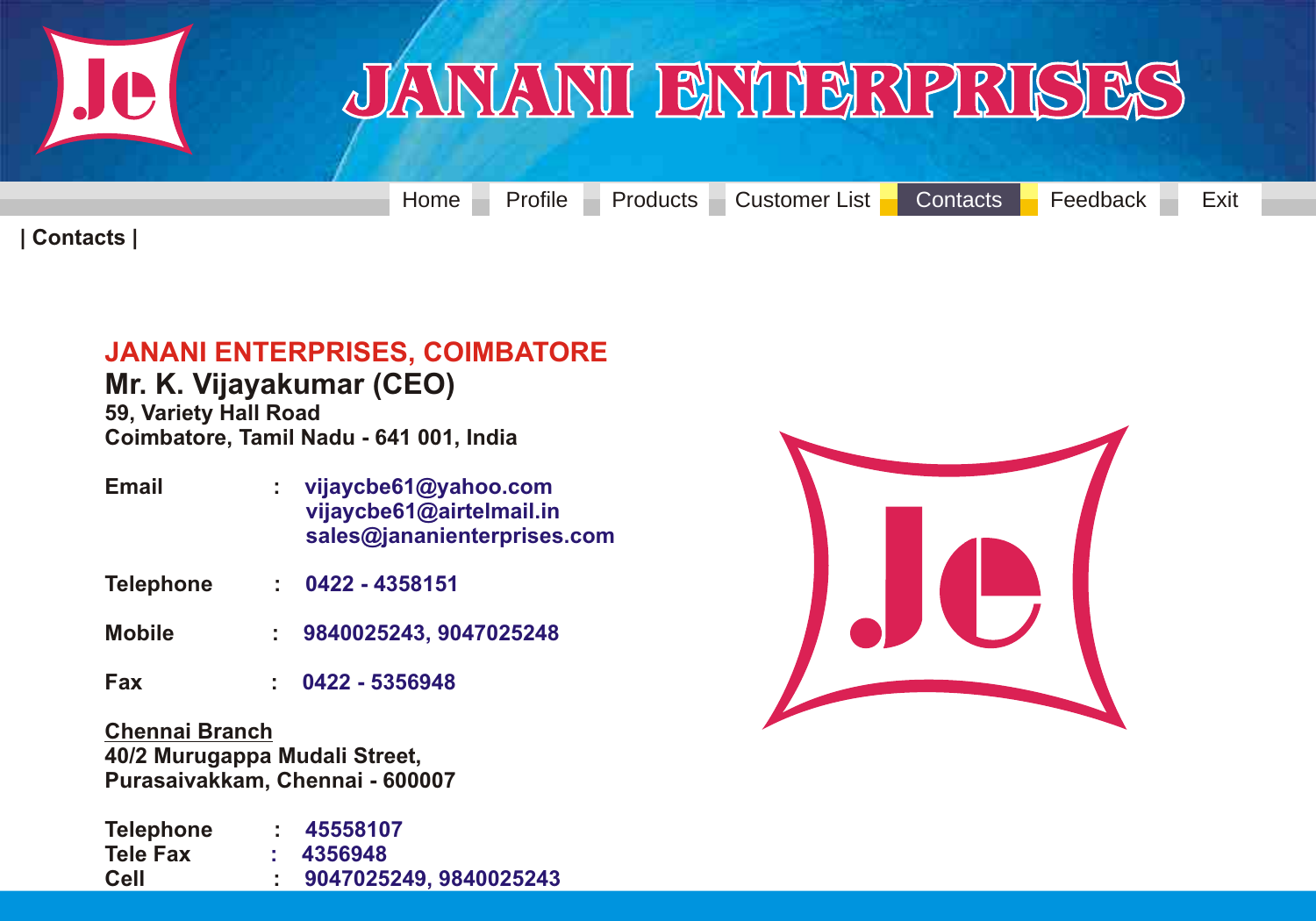# JANANI ENTERPRISES

Home | Profile | Products | Customer List | Contacts | Feedback | Exit

**| Contacts |**

## JANANI ENTERPRISES, COIMBATORE

**Mr. K. Vijayakumar (CEO)**
**59, Variety Hall Road**
**Coimbatore, Tamil Nadu - 641 001, India**

| | | |
|---|---|---|
| **Email** | : | vijaycbe61@yahoo.com<br>vijaycbe61@airtelmail.in<br>sales@jananienterprises.com |
| **Telephone** | : | 0422 - 4358151 |
| **Mobile** | : | 9840025243, 9047025248 |
| **Fax** | : | 0422 - 5356948 |

**Chennai Branch**
**40/2 Murugappa Mudali Street,**
**Purasaivakkam, Chennai - 600007**

| | | |
|---|---|---|
| **Telephone** | : | 45558107 |
| **Tele Fax** | : | 4356948 |
| **Cell** | : | 9047025249, 9840025243 |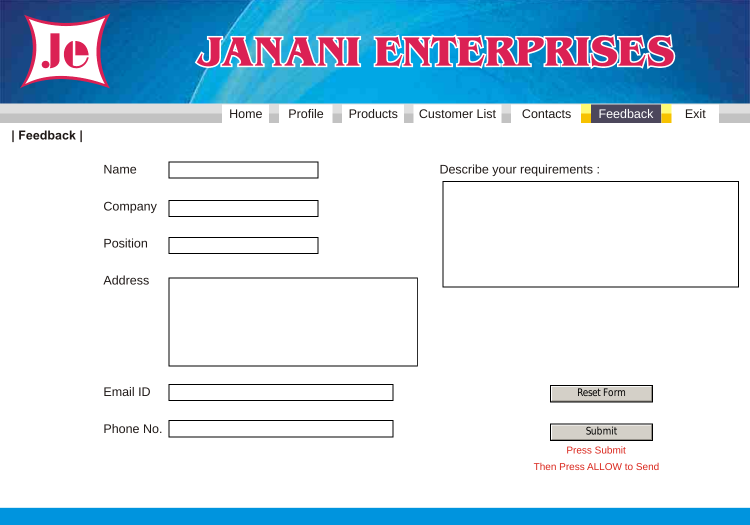# JANANI ENTERPRISES

Home Profile Products Customer List Contacts Feedback Exit

**| Feedback |**

Name

Company

Position

Address

Email ID

Phone No.

Describe your requirements :

Reset Form

Submit

Press Submit

Then Press ALLOW to Send